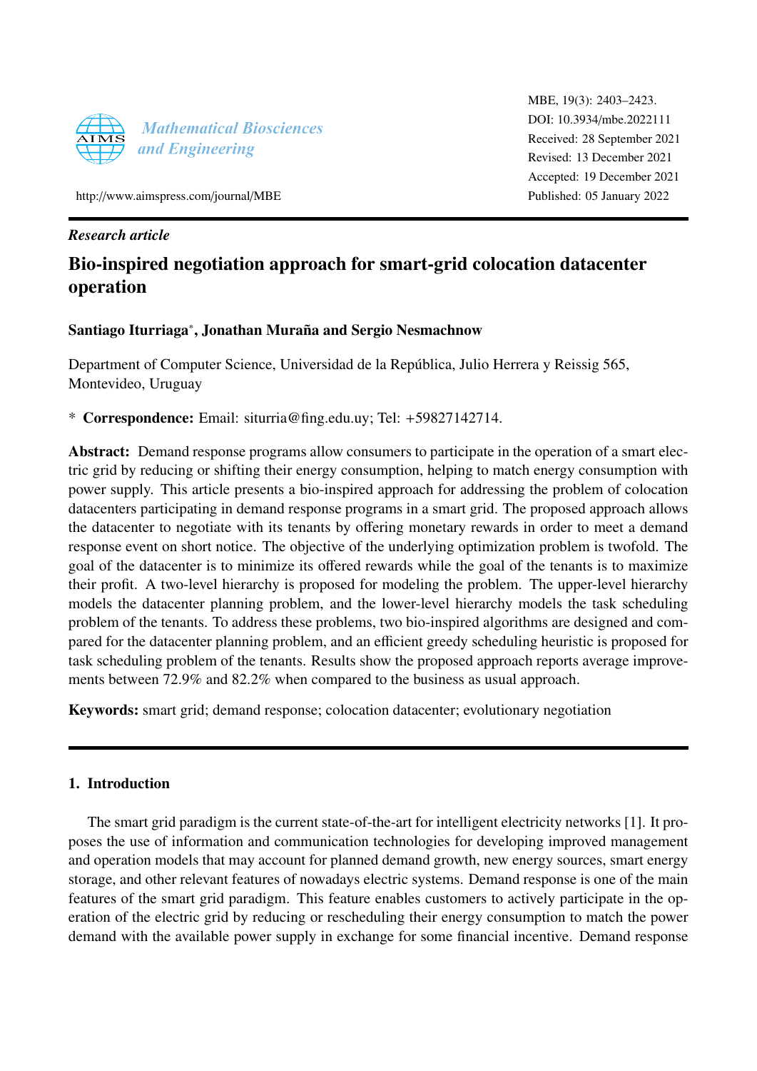*Research article*

# Bio-inspired negotiation approach for smart-grid colocation datacenter operation

**Santiago Iturriaga***, **Jonathan Muraña and Sergio Nesmachnow**

Department of Computer Science, Universidad de la República, Julio Herrera y Reissig 565, Montevideo, Uruguay

\* **Correspondence:** Email: siturria@fing.edu.uy; Tel: +59827142714.

**Abstract:** Demand response programs allow consumers to participate in the operation of a smart electric grid by reducing or shifting their energy consumption, helping to match energy consumption with power supply. This article presents a bio-inspired approach for addressing the problem of colocation datacenters participating in demand response programs in a smart grid. The proposed approach allows the datacenter to negotiate with its tenants by offering monetary rewards in order to meet a demand response event on short notice. The objective of the underlying optimization problem is twofold. The goal of the datacenter is to minimize its offered rewards while the goal of the tenants is to maximize their profit. A two-level hierarchy is proposed for modeling the problem. The upper-level hierarchy models the datacenter planning problem, and the lower-level hierarchy models the task scheduling problem of the tenants. To address these problems, two bio-inspired algorithms are designed and compared for the datacenter planning problem, and an efficient greedy scheduling heuristic is proposed for task scheduling problem of the tenants. Results show the proposed approach reports average improvements between 72.9% and 82.2% when compared to the business as usual approach.

**Keywords:** smart grid; demand response; colocation datacenter; evolutionary negotiation

## 1. Introduction

The smart grid paradigm is the current state-of-the-art for intelligent electricity networks [1]. It proposes the use of information and communication technologies for developing improved management and operation models that may account for planned demand growth, new energy sources, smart energy storage, and other relevant features of nowadays electric systems. Demand response is one of the main features of the smart grid paradigm. This feature enables customers to actively participate in the operation of the electric grid by reducing or rescheduling their energy consumption to match the power demand with the available power supply in exchange for some financial incentive. Demand response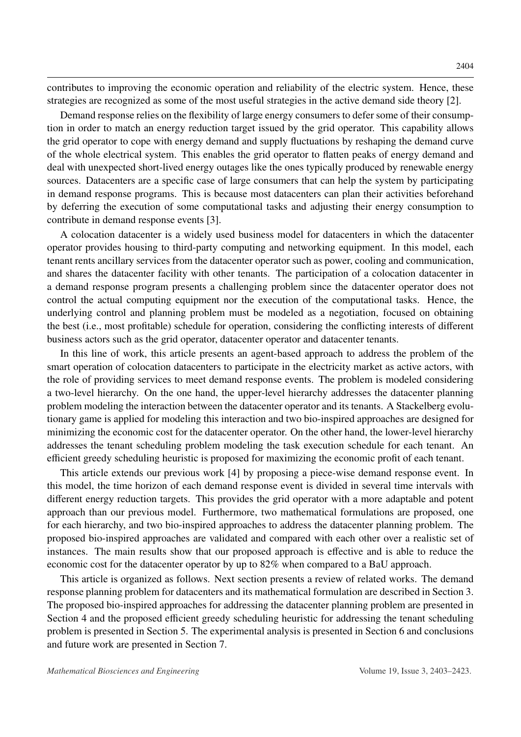contributes to improving the economic operation and reliability of the electric system. Hence, these strategies are recognized as some of the most useful strategies in the active demand side theory [2].

Demand response relies on the flexibility of large energy consumers to defer some of their consumption in order to match an energy reduction target issued by the grid operator. This capability allows the grid operator to cope with energy demand and supply fluctuations by reshaping the demand curve of the whole electrical system. This enables the grid operator to flatten peaks of energy demand and deal with unexpected short-lived energy outages like the ones typically produced by renewable energy sources. Datacenters are a specific case of large consumers that can help the system by participating in demand response programs. This is because most datacenters can plan their activities beforehand by deferring the execution of some computational tasks and adjusting their energy consumption to contribute in demand response events [3].

A colocation datacenter is a widely used business model for datacenters in which the datacenter operator provides housing to third-party computing and networking equipment. In this model, each tenant rents ancillary services from the datacenter operator such as power, cooling and communication, and shares the datacenter facility with other tenants. The participation of a colocation datacenter in a demand response program presents a challenging problem since the datacenter operator does not control the actual computing equipment nor the execution of the computational tasks. Hence, the underlying control and planning problem must be modeled as a negotiation, focused on obtaining the best (i.e., most profitable) schedule for operation, considering the conflicting interests of different business actors such as the grid operator, datacenter operator and datacenter tenants.

In this line of work, this article presents an agent-based approach to address the problem of the smart operation of colocation datacenters to participate in the electricity market as active actors, with the role of providing services to meet demand response events. The problem is modeled considering a two-level hierarchy. On the one hand, the upper-level hierarchy addresses the datacenter planning problem modeling the interaction between the datacenter operator and its tenants. A Stackelberg evolutionary game is applied for modeling this interaction and two bio-inspired approaches are designed for minimizing the economic cost for the datacenter operator. On the other hand, the lower-level hierarchy addresses the tenant scheduling problem modeling the task execution schedule for each tenant. An efficient greedy scheduling heuristic is proposed for maximizing the economic profit of each tenant.

This article extends our previous work [4] by proposing a piece-wise demand response event. In this model, the time horizon of each demand response event is divided in several time intervals with different energy reduction targets. This provides the grid operator with a more adaptable and potent approach than our previous model. Furthermore, two mathematical formulations are proposed, one for each hierarchy, and two bio-inspired approaches to address the datacenter planning problem. The proposed bio-inspired approaches are validated and compared with each other over a realistic set of instances. The main results show that our proposed approach is effective and is able to reduce the economic cost for the datacenter operator by up to 82% when compared to a BaU approach.

This article is organized as follows. Next section presents a review of related works. The demand response planning problem for datacenters and its mathematical formulation are described in Section 3. The proposed bio-inspired approaches for addressing the datacenter planning problem are presented in Section 4 and the proposed efficient greedy scheduling heuristic for addressing the tenant scheduling problem is presented in Section 5. The experimental analysis is presented in Section 6 and conclusions and future work are presented in Section 7.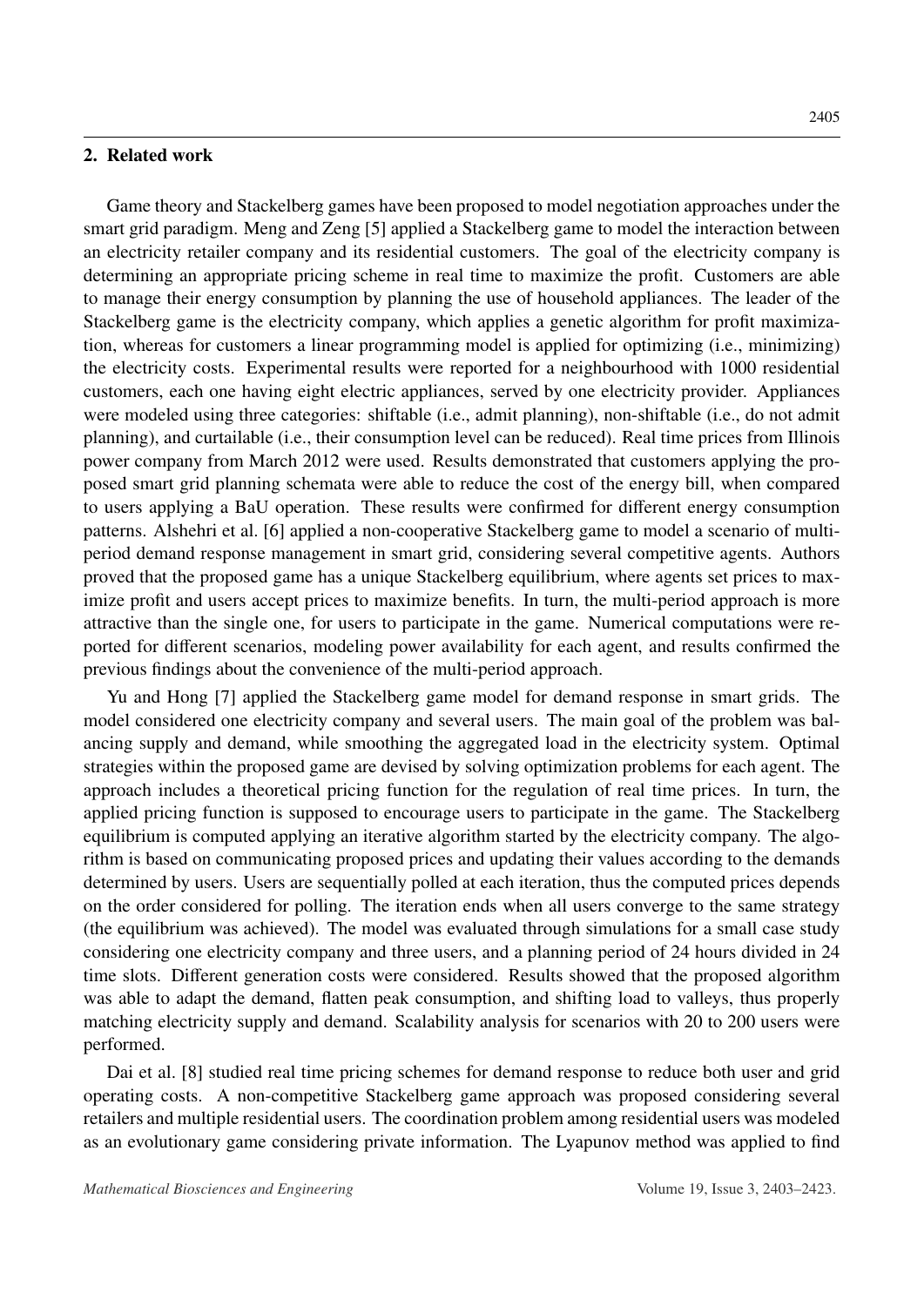## 2. Related work

Game theory and Stackelberg games have been proposed to model negotiation approaches under the smart grid paradigm. Meng and Zeng [5] applied a Stackelberg game to model the interaction between an electricity retailer company and its residential customers. The goal of the electricity company is determining an appropriate pricing scheme in real time to maximize the profit. Customers are able to manage their energy consumption by planning the use of household appliances. The leader of the Stackelberg game is the electricity company, which applies a genetic algorithm for profit maximization, whereas for customers a linear programming model is applied for optimizing (i.e., minimizing) the electricity costs. Experimental results were reported for a neighbourhood with 1000 residential customers, each one having eight electric appliances, served by one electricity provider. Appliances were modeled using three categories: shiftable (i.e., admit planning), non-shiftable (i.e., do not admit planning), and curtailable (i.e., their consumption level can be reduced). Real time prices from Illinois power company from March 2012 were used. Results demonstrated that customers applying the proposed smart grid planning schemata were able to reduce the cost of the energy bill, when compared to users applying a BaU operation. These results were confirmed for different energy consumption patterns. Alshehri et al. [6] applied a non-cooperative Stackelberg game to model a scenario of multi-period demand response management in smart grid, considering several competitive agents. Authors proved that the proposed game has a unique Stackelberg equilibrium, where agents set prices to maximize profit and users accept prices to maximize benefits. In turn, the multi-period approach is more attractive than the single one, for users to participate in the game. Numerical computations were reported for different scenarios, modeling power availability for each agent, and results confirmed the previous findings about the convenience of the multi-period approach.

Yu and Hong [7] applied the Stackelberg game model for demand response in smart grids. The model considered one electricity company and several users. The main goal of the problem was balancing supply and demand, while smoothing the aggregated load in the electricity system. Optimal strategies within the proposed game are devised by solving optimization problems for each agent. The approach includes a theoretical pricing function for the regulation of real time prices. In turn, the applied pricing function is supposed to encourage users to participate in the game. The Stackelberg equilibrium is computed applying an iterative algorithm started by the electricity company. The algorithm is based on communicating proposed prices and updating their values according to the demands determined by users. Users are sequentially polled at each iteration, thus the computed prices depends on the order considered for polling. The iteration ends when all users converge to the same strategy (the equilibrium was achieved). The model was evaluated through simulations for a small case study considering one electricity company and three users, and a planning period of 24 hours divided in 24 time slots. Different generation costs were considered. Results showed that the proposed algorithm was able to adapt the demand, flatten peak consumption, and shifting load to valleys, thus properly matching electricity supply and demand. Scalability analysis for scenarios with 20 to 200 users were performed.

Dai et al. [8] studied real time pricing schemes for demand response to reduce both user and grid operating costs. A non-competitive Stackelberg game approach was proposed considering several retailers and multiple residential users. The coordination problem among residential users was modeled as an evolutionary game considering private information. The Lyapunov method was applied to find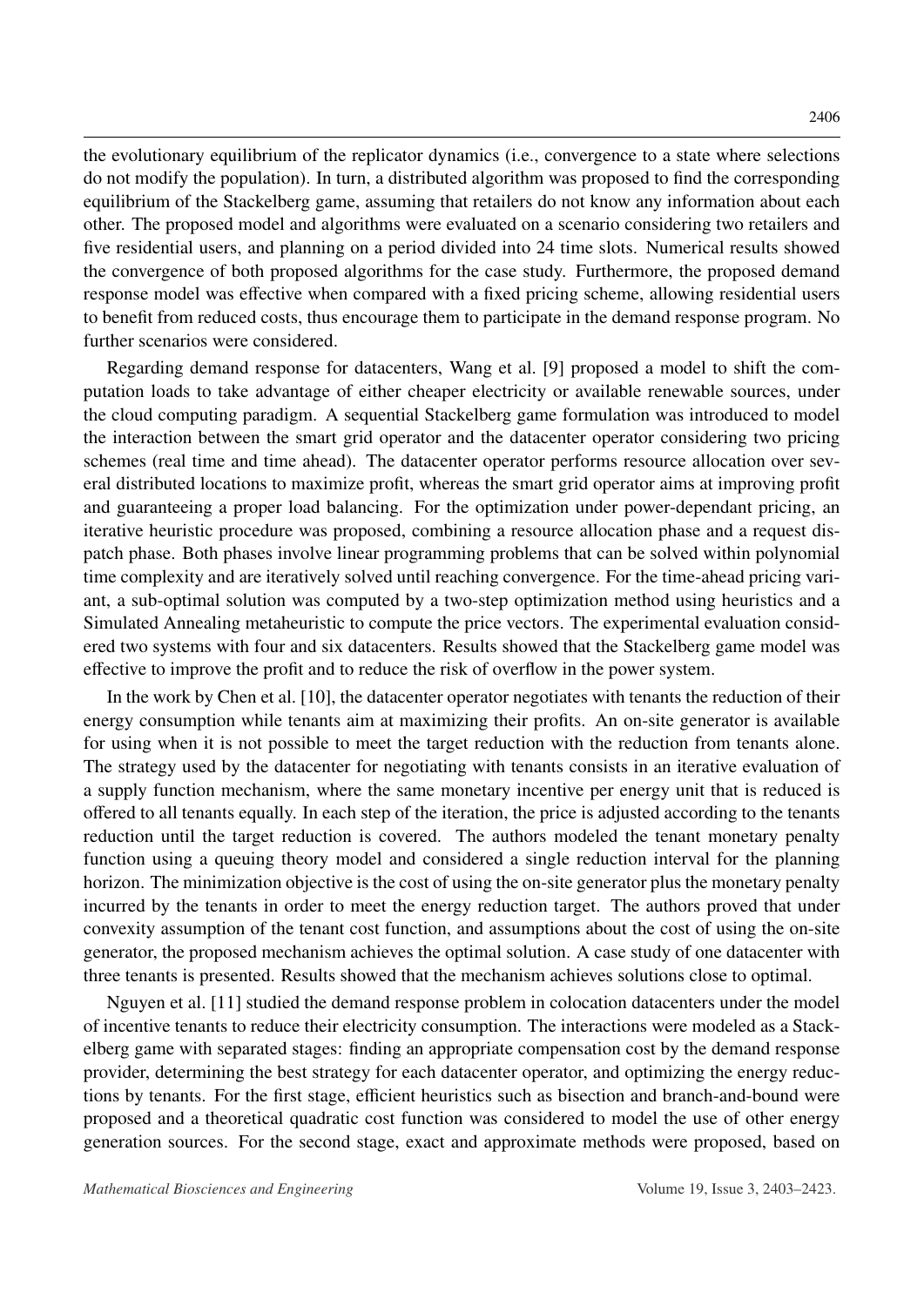the evolutionary equilibrium of the replicator dynamics (i.e., convergence to a state where selections do not modify the population). In turn, a distributed algorithm was proposed to find the corresponding equilibrium of the Stackelberg game, assuming that retailers do not know any information about each other. The proposed model and algorithms were evaluated on a scenario considering two retailers and five residential users, and planning on a period divided into 24 time slots. Numerical results showed the convergence of both proposed algorithms for the case study. Furthermore, the proposed demand response model was effective when compared with a fixed pricing scheme, allowing residential users to benefit from reduced costs, thus encourage them to participate in the demand response program. No further scenarios were considered.

Regarding demand response for datacenters, Wang et al. [9] proposed a model to shift the computation loads to take advantage of either cheaper electricity or available renewable sources, under the cloud computing paradigm. A sequential Stackelberg game formulation was introduced to model the interaction between the smart grid operator and the datacenter operator considering two pricing schemes (real time and time ahead). The datacenter operator performs resource allocation over several distributed locations to maximize profit, whereas the smart grid operator aims at improving profit and guaranteeing a proper load balancing. For the optimization under power-dependant pricing, an iterative heuristic procedure was proposed, combining a resource allocation phase and a request dispatch phase. Both phases involve linear programming problems that can be solved within polynomial time complexity and are iteratively solved until reaching convergence. For the time-ahead pricing variant, a sub-optimal solution was computed by a two-step optimization method using heuristics and a Simulated Annealing metaheuristic to compute the price vectors. The experimental evaluation considered two systems with four and six datacenters. Results showed that the Stackelberg game model was effective to improve the profit and to reduce the risk of overflow in the power system.

In the work by Chen et al. [10], the datacenter operator negotiates with tenants the reduction of their energy consumption while tenants aim at maximizing their profits. An on-site generator is available for using when it is not possible to meet the target reduction with the reduction from tenants alone. The strategy used by the datacenter for negotiating with tenants consists in an iterative evaluation of a supply function mechanism, where the same monetary incentive per energy unit that is reduced is offered to all tenants equally. In each step of the iteration, the price is adjusted according to the tenants reduction until the target reduction is covered. The authors modeled the tenant monetary penalty function using a queuing theory model and considered a single reduction interval for the planning horizon. The minimization objective is the cost of using the on-site generator plus the monetary penalty incurred by the tenants in order to meet the energy reduction target. The authors proved that under convexity assumption of the tenant cost function, and assumptions about the cost of using the on-site generator, the proposed mechanism achieves the optimal solution. A case study of one datacenter with three tenants is presented. Results showed that the mechanism achieves solutions close to optimal.

Nguyen et al. [11] studied the demand response problem in colocation datacenters under the model of incentive tenants to reduce their electricity consumption. The interactions were modeled as a Stackelberg game with separated stages: finding an appropriate compensation cost by the demand response provider, determining the best strategy for each datacenter operator, and optimizing the energy reductions by tenants. For the first stage, efficient heuristics such as bisection and branch-and-bound were proposed and a theoretical quadratic cost function was considered to model the use of other energy generation sources. For the second stage, exact and approximate methods were proposed, based on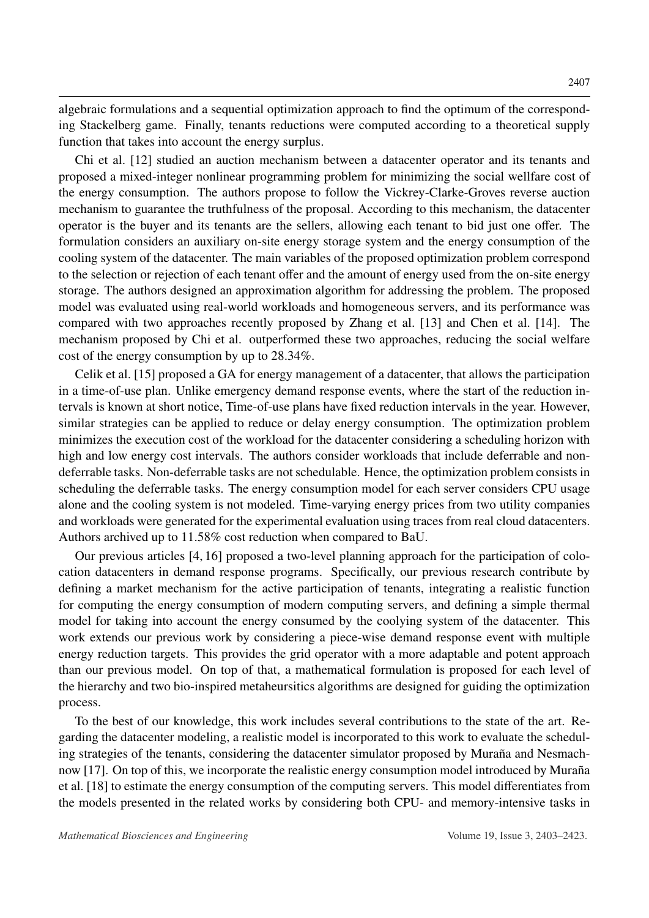algebraic formulations and a sequential optimization approach to find the optimum of the corresponding Stackelberg game. Finally, tenants reductions were computed according to a theoretical supply function that takes into account the energy surplus.

Chi et al. [12] studied an auction mechanism between a datacenter operator and its tenants and proposed a mixed-integer nonlinear programming problem for minimizing the social wellfare cost of the energy consumption. The authors propose to follow the Vickrey-Clarke-Groves reverse auction mechanism to guarantee the truthfulness of the proposal. According to this mechanism, the datacenter operator is the buyer and its tenants are the sellers, allowing each tenant to bid just one offer. The formulation considers an auxiliary on-site energy storage system and the energy consumption of the cooling system of the datacenter. The main variables of the proposed optimization problem correspond to the selection or rejection of each tenant offer and the amount of energy used from the on-site energy storage. The authors designed an approximation algorithm for addressing the problem. The proposed model was evaluated using real-world workloads and homogeneous servers, and its performance was compared with two approaches recently proposed by Zhang et al. [13] and Chen et al. [14]. The mechanism proposed by Chi et al. outperformed these two approaches, reducing the social welfare cost of the energy consumption by up to 28.34%.

Celik et al. [15] proposed a GA for energy management of a datacenter, that allows the participation in a time-of-use plan. Unlike emergency demand response events, where the start of the reduction intervals is known at short notice, Time-of-use plans have fixed reduction intervals in the year. However, similar strategies can be applied to reduce or delay energy consumption. The optimization problem minimizes the execution cost of the workload for the datacenter considering a scheduling horizon with high and low energy cost intervals. The authors consider workloads that include deferrable and non-deferrable tasks. Non-deferrable tasks are not schedulable. Hence, the optimization problem consists in scheduling the deferrable tasks. The energy consumption model for each server considers CPU usage alone and the cooling system is not modeled. Time-varying energy prices from two utility companies and workloads were generated for the experimental evaluation using traces from real cloud datacenters. Authors archived up to 11.58% cost reduction when compared to BaU.

Our previous articles [4, 16] proposed a two-level planning approach for the participation of colocation datacenters in demand response programs. Specifically, our previous research contribute by defining a market mechanism for the active participation of tenants, integrating a realistic function for computing the energy consumption of modern computing servers, and defining a simple thermal model for taking into account the energy consumed by the coolying system of the datacenter. This work extends our previous work by considering a piece-wise demand response event with multiple energy reduction targets. This provides the grid operator with a more adaptable and potent approach than our previous model. On top of that, a mathematical formulation is proposed for each level of the hierarchy and two bio-inspired metaheursitics algorithms are designed for guiding the optimization process.

To the best of our knowledge, this work includes several contributions to the state of the art. Regarding the datacenter modeling, a realistic model is incorporated to this work to evaluate the scheduling strategies of the tenants, considering the datacenter simulator proposed by Muraña and Nesmachnow [17]. On top of this, we incorporate the realistic energy consumption model introduced by Muraña et al. [18] to estimate the energy consumption of the computing servers. This model differentiates from the models presented in the related works by considering both CPU- and memory-intensive tasks in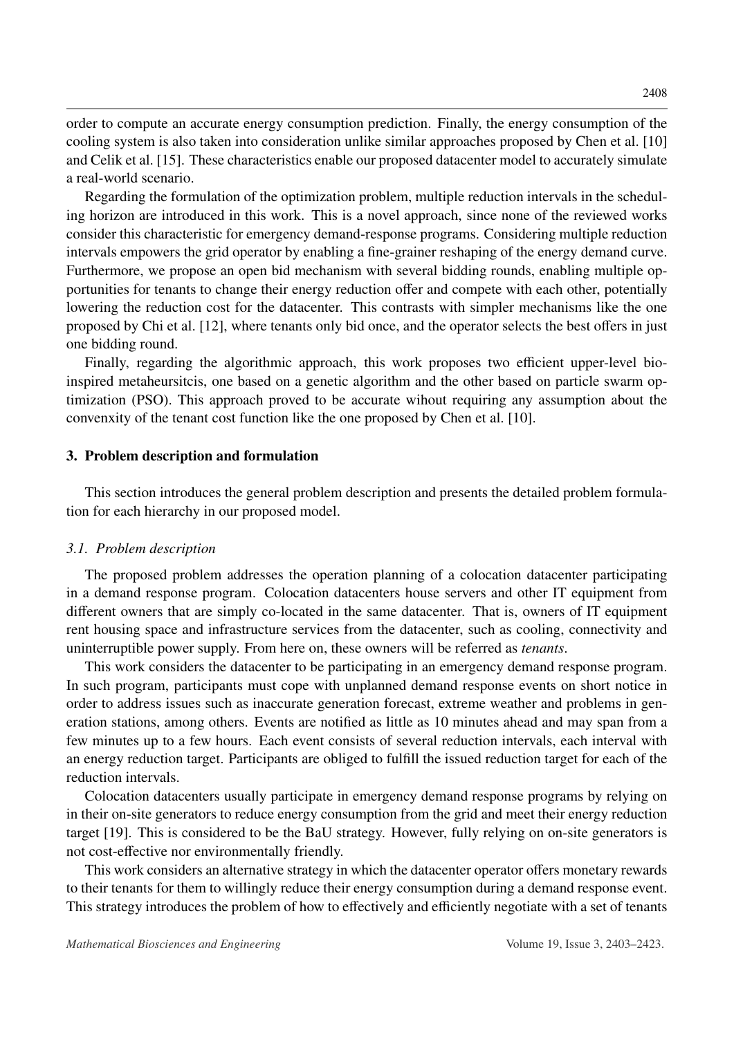order to compute an accurate energy consumption prediction. Finally, the energy consumption of the cooling system is also taken into consideration unlike similar approaches proposed by Chen et al. [10] and Celik et al. [15]. These characteristics enable our proposed datacenter model to accurately simulate a real-world scenario.

Regarding the formulation of the optimization problem, multiple reduction intervals in the scheduling horizon are introduced in this work. This is a novel approach, since none of the reviewed works consider this characteristic for emergency demand-response programs. Considering multiple reduction intervals empowers the grid operator by enabling a fine-grainer reshaping of the energy demand curve. Furthermore, we propose an open bid mechanism with several bidding rounds, enabling multiple opportunities for tenants to change their energy reduction offer and compete with each other, potentially lowering the reduction cost for the datacenter. This contrasts with simpler mechanisms like the one proposed by Chi et al. [12], where tenants only bid once, and the operator selects the best offers in just one bidding round.

Finally, regarding the algorithmic approach, this work proposes two efficient upper-level bio-inspired metaheursitcis, one based on a genetic algorithm and the other based on particle swarm optimization (PSO). This approach proved to be accurate wihout requiring any assumption about the convenxity of the tenant cost function like the one proposed by Chen et al. [10].

## 3. Problem description and formulation

This section introduces the general problem description and presents the detailed problem formulation for each hierarchy in our proposed model.

### *3.1. Problem description*

The proposed problem addresses the operation planning of a colocation datacenter participating in a demand response program. Colocation datacenters house servers and other IT equipment from different owners that are simply co-located in the same datacenter. That is, owners of IT equipment rent housing space and infrastructure services from the datacenter, such as cooling, connectivity and uninterruptible power supply. From here on, these owners will be referred as *tenants*.

This work considers the datacenter to be participating in an emergency demand response program. In such program, participants must cope with unplanned demand response events on short notice in order to address issues such as inaccurate generation forecast, extreme weather and problems in generation stations, among others. Events are notified as little as 10 minutes ahead and may span from a few minutes up to a few hours. Each event consists of several reduction intervals, each interval with an energy reduction target. Participants are obliged to fulfill the issued reduction target for each of the reduction intervals.

Colocation datacenters usually participate in emergency demand response programs by relying on in their on-site generators to reduce energy consumption from the grid and meet their energy reduction target [19]. This is considered to be the BaU strategy. However, fully relying on on-site generators is not cost-effective nor environmentally friendly.

This work considers an alternative strategy in which the datacenter operator offers monetary rewards to their tenants for them to willingly reduce their energy consumption during a demand response event. This strategy introduces the problem of how to effectively and efficiently negotiate with a set of tenants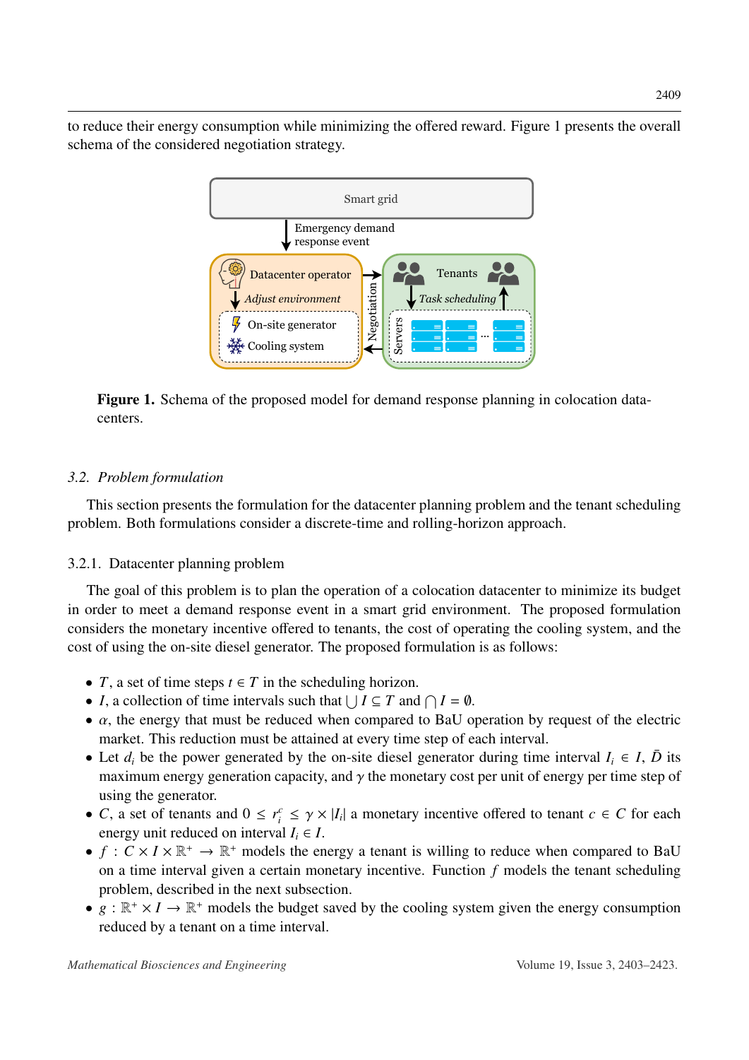to reduce their energy consumption while minimizing the offered reward. Figure 1 presents the overall schema of the considered negotiation strategy.

**Figure 1.** Schema of the proposed model for demand response planning in colocation datacenters.

### 3.2. Problem formulation

This section presents the formulation for the datacenter planning problem and the tenant scheduling problem. Both formulations consider a discrete-time and rolling-horizon approach.

#### 3.2.1. Datacenter planning problem

The goal of this problem is to plan the operation of a colocation datacenter to minimize its budget in order to meet a demand response event in a smart grid environment. The proposed formulation considers the monetary incentive offered to tenants, the cost of operating the cooling system, and the cost of using the on-site diesel generator. The proposed formulation is as follows:

- $T$, a set of time steps $t \in T$ in the scheduling horizon.
- $I$, a collection of time intervals such that $\bigcup I \subseteq T$ and $\bigcap I = \emptyset$.
- $\alpha$, the energy that must be reduced when compared to BaU operation by request of the electric market. This reduction must be attained at every time step of each interval.
- Let $d_i$ be the power generated by the on-site diesel generator during time interval $I_i \in I$, $\bar{D}$ its maximum energy generation capacity, and $\gamma$ the monetary cost per unit of energy per time step of using the generator.
- $C$, a set of tenants and $0 \leq r_i^c \leq \gamma \times |I_i|$ a monetary incentive offered to tenant $c \in C$ for each energy unit reduced on interval $I_i \in I$.
- $f : C \times I \times \mathbb{R}^+ \to \mathbb{R}^+$ models the energy a tenant is willing to reduce when compared to BaU on a time interval given a certain monetary incentive. Function $f$ models the tenant scheduling problem, described in the next subsection.
- $g : \mathbb{R}^+ \times I \to \mathbb{R}^+$ models the budget saved by the cooling system given the energy consumption reduced by a tenant on a time interval.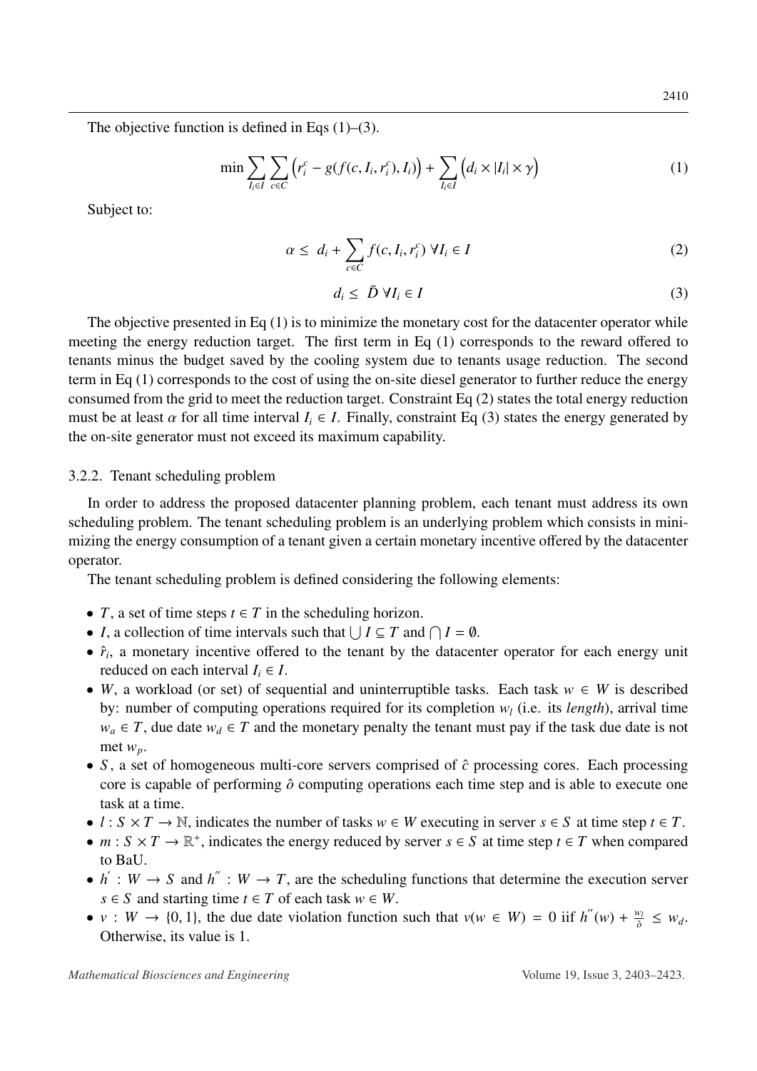The objective function is defined in Eqs (1)–(3).

$$\min \sum_{I_i \in I} \sum_{c \in C} \left( r_i^c - g(f(c, I_i, r_i^c), I_i) \right) + \sum_{I_i \in I} \left( d_i \times |I_i| \times \gamma \right) \tag{1}$$

Subject to:

$$\alpha \leq \; d_i + \sum_{c \in C} f(c, I_i, r_i^c) \; \forall I_i \in I \tag{2}$$

$$d_i \leq \; \bar{D} \; \forall I_i \in I \tag{3}$$

The objective presented in Eq (1) is to minimize the monetary cost for the datacenter operator while meeting the energy reduction target. The first term in Eq (1) corresponds to the reward offered to tenants minus the budget saved by the cooling system due to tenants usage reduction. The second term in Eq (1) corresponds to the cost of using the on-site diesel generator to further reduce the energy consumed from the grid to meet the reduction target. Constraint Eq (2) states the total energy reduction must be at least $\alpha$ for all time interval $I_i \in I$. Finally, constraint Eq (3) states the energy generated by the on-site generator must not exceed its maximum capability.

### 3.2.2. Tenant scheduling problem

In order to address the proposed datacenter planning problem, each tenant must address its own scheduling problem. The tenant scheduling problem is an underlying problem which consists in minimizing the energy consumption of a tenant given a certain monetary incentive offered by the datacenter operator.

The tenant scheduling problem is defined considering the following elements:

- $T$, a set of time steps $t \in T$ in the scheduling horizon.
- $I$, a collection of time intervals such that $\bigcup I \subseteq T$ and $\bigcap I = \emptyset$.
- $\hat{r}_i$, a monetary incentive offered to the tenant by the datacenter operator for each energy unit reduced on each interval $I_i \in I$.
- $W$, a workload (or set) of sequential and uninterruptible tasks. Each task $w \in W$ is described by: number of computing operations required for its completion $w_l$ (i.e. its *length*), arrival time $w_a \in T$, due date $w_d \in T$ and the monetary penalty the tenant must pay if the task due date is not met $w_p$.
- $S$, a set of homogeneous multi-core servers comprised of $\hat{c}$ processing cores. Each processing core is capable of performing $\hat{o}$ computing operations each time step and is able to execute one task at a time.
- $l : S \times T \rightarrow \mathbb{N}$, indicates the number of tasks $w \in W$ executing in server $s \in S$ at time step $t \in T$.
- $m : S \times T \rightarrow \mathbb{R}^+$, indicates the energy reduced by server $s \in S$ at time step $t \in T$ when compared to BaU.
- $h' : W \rightarrow S$ and $h'' : W \rightarrow T$, are the scheduling functions that determine the execution server $s \in S$ and starting time $t \in T$ of each task $w \in W$.
- $v : W \rightarrow \{0, 1\}$, the due date violation function such that $v(w \in W) = 0$ iif $h''(w) + \frac{w_l}{\hat{o}} \leq w_d$. Otherwise, its value is 1.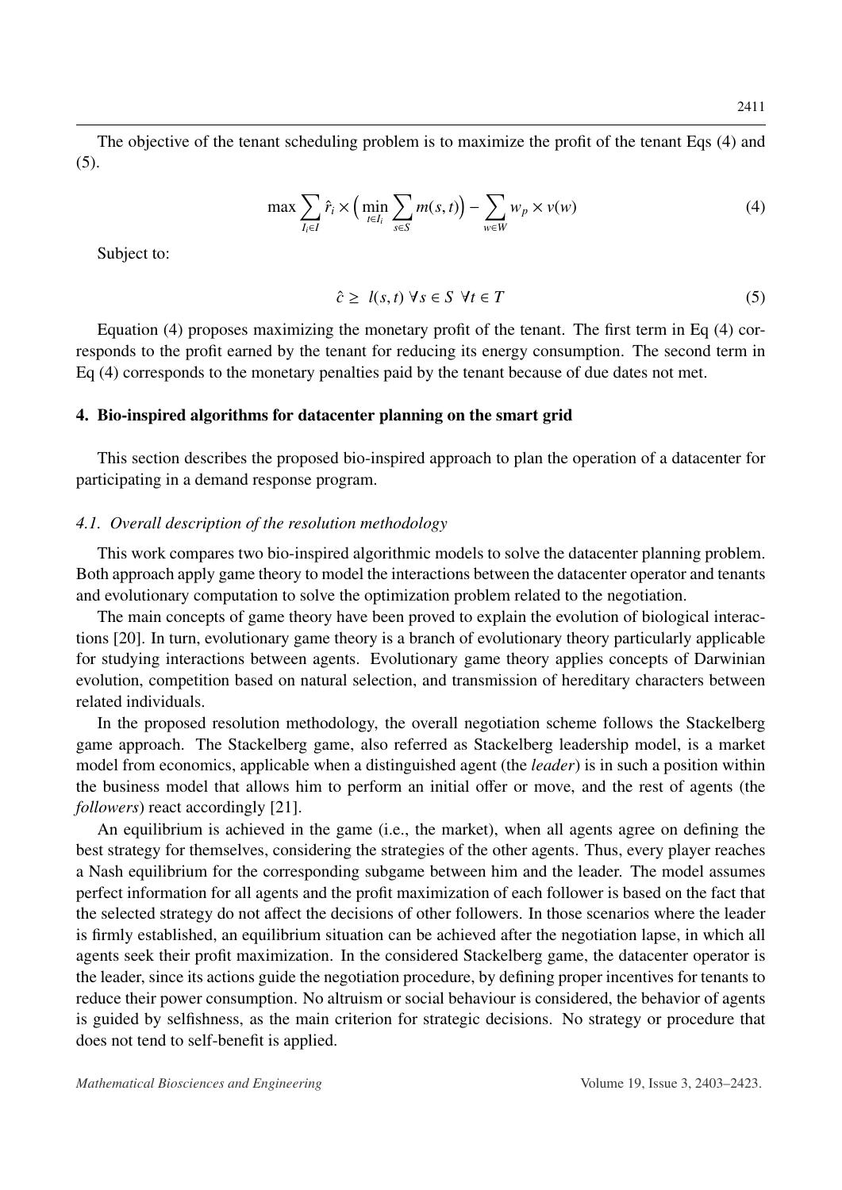The objective of the tenant scheduling problem is to maximize the profit of the tenant Eqs (4) and (5).

$$\max \sum_{I_i \in I} \hat{r}_i \times \Big( \min_{t \in I_i} \sum_{s \in S} m(s,t) \Big) - \sum_{w \in W} w_p \times v(w) \tag{4}$$

Subject to:

$$\hat{c} \geq \; l(s,t) \; \forall s \in S \;\; \forall t \in T \tag{5}$$

Equation (4) proposes maximizing the monetary profit of the tenant. The first term in Eq (4) corresponds to the profit earned by the tenant for reducing its energy consumption. The second term in Eq (4) corresponds to the monetary penalties paid by the tenant because of due dates not met.

## 4. Bio-inspired algorithms for datacenter planning on the smart grid

This section describes the proposed bio-inspired approach to plan the operation of a datacenter for participating in a demand response program.

### 4.1. Overall description of the resolution methodology

This work compares two bio-inspired algorithmic models to solve the datacenter planning problem. Both approach apply game theory to model the interactions between the datacenter operator and tenants and evolutionary computation to solve the optimization problem related to the negotiation.

The main concepts of game theory have been proved to explain the evolution of biological interactions [20]. In turn, evolutionary game theory is a branch of evolutionary theory particularly applicable for studying interactions between agents. Evolutionary game theory applies concepts of Darwinian evolution, competition based on natural selection, and transmission of hereditary characters between related individuals.

In the proposed resolution methodology, the overall negotiation scheme follows the Stackelberg game approach. The Stackelberg game, also referred as Stackelberg leadership model, is a market model from economics, applicable when a distinguished agent (the *leader*) is in such a position within the business model that allows him to perform an initial offer or move, and the rest of agents (the *followers*) react accordingly [21].

An equilibrium is achieved in the game (i.e., the market), when all agents agree on defining the best strategy for themselves, considering the strategies of the other agents. Thus, every player reaches a Nash equilibrium for the corresponding subgame between him and the leader. The model assumes perfect information for all agents and the profit maximization of each follower is based on the fact that the selected strategy do not affect the decisions of other followers. In those scenarios where the leader is firmly established, an equilibrium situation can be achieved after the negotiation lapse, in which all agents seek their profit maximization. In the considered Stackelberg game, the datacenter operator is the leader, since its actions guide the negotiation procedure, by defining proper incentives for tenants to reduce their power consumption. No altruism or social behaviour is considered, the behavior of agents is guided by selfishness, as the main criterion for strategic decisions. No strategy or procedure that does not tend to self-benefit is applied.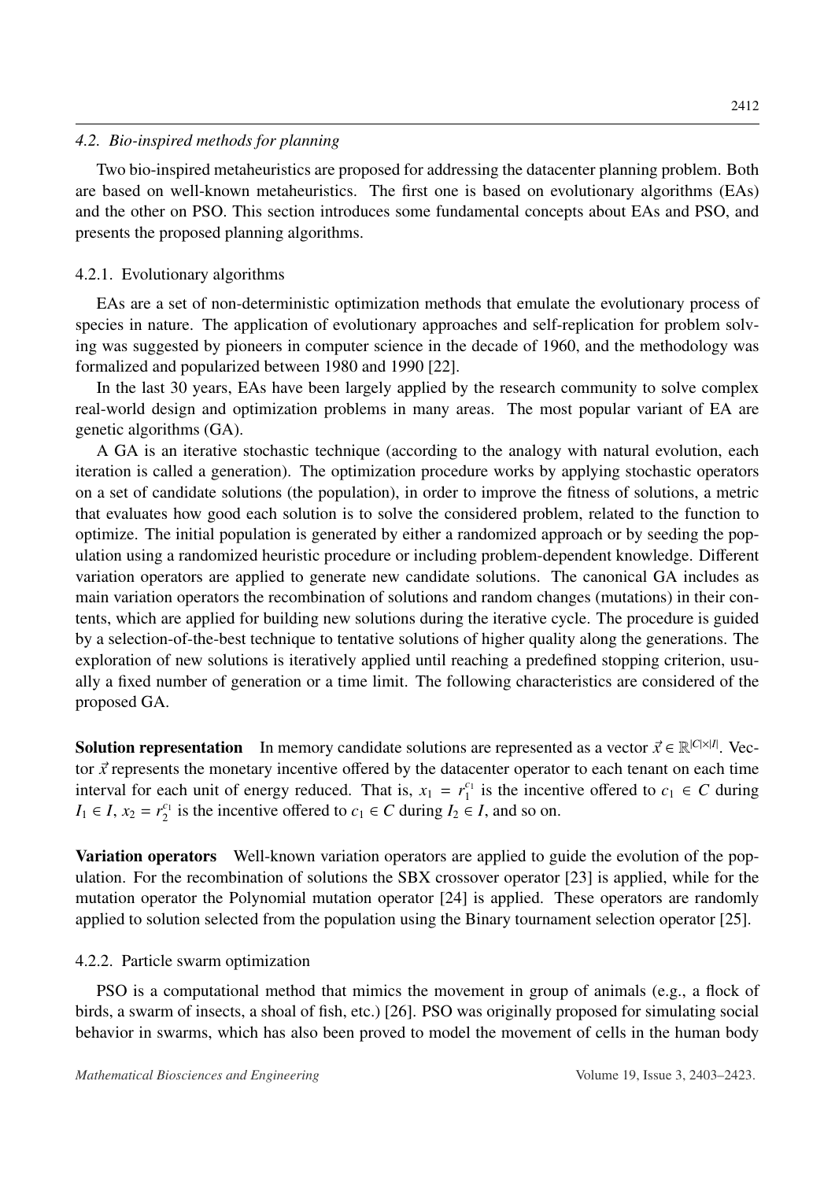### 4.2. Bio-inspired methods for planning

Two bio-inspired metaheuristics are proposed for addressing the datacenter planning problem. Both are based on well-known metaheuristics. The first one is based on evolutionary algorithms (EAs) and the other on PSO. This section introduces some fundamental concepts about EAs and PSO, and presents the proposed planning algorithms.

#### 4.2.1. Evolutionary algorithms

EAs are a set of non-deterministic optimization methods that emulate the evolutionary process of species in nature. The application of evolutionary approaches and self-replication for problem solving was suggested by pioneers in computer science in the decade of 1960, and the methodology was formalized and popularized between 1980 and 1990 [22].

In the last 30 years, EAs have been largely applied by the research community to solve complex real-world design and optimization problems in many areas. The most popular variant of EA are genetic algorithms (GA).

A GA is an iterative stochastic technique (according to the analogy with natural evolution, each iteration is called a generation). The optimization procedure works by applying stochastic operators on a set of candidate solutions (the population), in order to improve the fitness of solutions, a metric that evaluates how good each solution is to solve the considered problem, related to the function to optimize. The initial population is generated by either a randomized approach or by seeding the population using a randomized heuristic procedure or including problem-dependent knowledge. Different variation operators are applied to generate new candidate solutions. The canonical GA includes as main variation operators the recombination of solutions and random changes (mutations) in their contents, which are applied for building new solutions during the iterative cycle. The procedure is guided by a selection-of-the-best technique to tentative solutions of higher quality along the generations. The exploration of new solutions is iteratively applied until reaching a predefined stopping criterion, usually a fixed number of generation or a time limit. The following characteristics are considered of the proposed GA.

**Solution representation** In memory candidate solutions are represented as a vector $\vec{x} \in \mathbb{R}^{|C| \times |I|}$. Vector $\vec{x}$ represents the monetary incentive offered by the datacenter operator to each tenant on each time interval for each unit of energy reduced. That is, $x_1 = r_1^{c_1}$ is the incentive offered to $c_1 \in C$ during $I_1 \in I$, $x_2 = r_2^{c_1}$ is the incentive offered to $c_1 \in C$ during $I_2 \in I$, and so on.

**Variation operators** Well-known variation operators are applied to guide the evolution of the population. For the recombination of solutions the SBX crossover operator [23] is applied, while for the mutation operator the Polynomial mutation operator [24] is applied. These operators are randomly applied to solution selected from the population using the Binary tournament selection operator [25].

#### 4.2.2. Particle swarm optimization

PSO is a computational method that mimics the movement in group of animals (e.g., a flock of birds, a swarm of insects, a shoal of fish, etc.) [26]. PSO was originally proposed for simulating social behavior in swarms, which has also been proved to model the movement of cells in the human body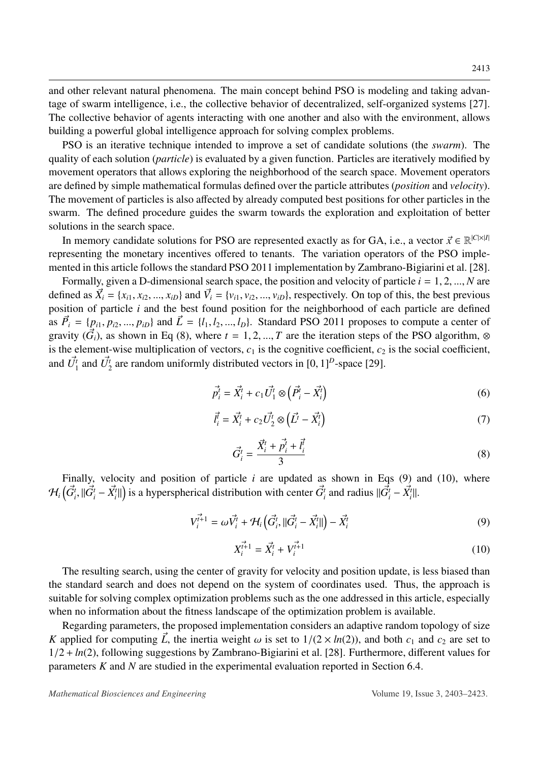and other relevant natural phenomena. The main concept behind PSO is modeling and taking advantage of swarm intelligence, i.e., the collective behavior of decentralized, self-organized systems [27]. The collective behavior of agents interacting with one another and also with the environment, allows building a powerful global intelligence approach for solving complex problems.

PSO is an iterative technique intended to improve a set of candidate solutions (the *swarm*). The quality of each solution (*particle*) is evaluated by a given function. Particles are iteratively modified by movement operators that allows exploring the neighborhood of the search space. Movement operators are defined by simple mathematical formulas defined over the particle attributes (*position* and *velocity*). The movement of particles is also affected by already computed best positions for other particles in the swarm. The defined procedure guides the swarm towards the exploration and exploitation of better solutions in the search space.

In memory candidate solutions for PSO are represented exactly as for GA, i.e., a vector $\vec{x} \in \mathbb{R}^{|C|\times|I|}$ representing the monetary incentives offered to tenants. The variation operators of the PSO implemented in this article follows the standard PSO 2011 implementation by Zambrano-Bigiarini et al. [28].

Formally, given a D-dimensional search space, the position and velocity of particle $i = 1, 2, ..., N$ are defined as $\vec{X_i} = \{x_{i1}, x_{i2}, ..., x_{iD}\}$ and $\vec{V_i} = \{v_{i1}, v_{i2}, ..., v_{iD}\}$, respectively. On top of this, the best previous position of particle $i$ and the best found position for the neighborhood of each particle are defined as $\vec{P_i} = \{p_{i1}, p_{i2}, ..., p_{iD}\}$ and $\vec{L} = \{l_1, l_2, ..., l_D\}$. Standard PSO 2011 proposes to compute a center of gravity ($\vec{G_i}$), as shown in Eq (8), where $t = 1, 2, ..., T$ are the iteration steps of the PSO algorithm, $\otimes$ is the element-wise multiplication of vectors, $c_1$ is the cognitive coefficient, $c_2$ is the social coefficient, and $\vec{U_1^t}$ and $\vec{U_2^t}$ are random uniformly distributed vectors in $[0, 1]^D$-space [29].

$$\vec{p_i^t} = \vec{X_i^t} + c_1 \vec{U_1^t} \otimes \left(\vec{P_i^t} - \vec{X_i^t}\right) \tag{6}$$

$$\vec{l_i^t} = \vec{X_i^t} + c_2 \vec{U_2^t} \otimes \left(\vec{L^t} - \vec{X_i^t}\right) \tag{7}$$

$$\vec{G_i^t} = \frac{\vec{X_i^t} + \vec{p_i^t} + \vec{l_i^t}}{3} \tag{8}$$

Finally, velocity and position of particle $i$ are updated as shown in Eqs (9) and (10), where $\mathcal{H}_i\left(\vec{G_i^t}, \|\vec{G_i^t} - \vec{X_i^t}\|\right)$ is a hyperspherical distribution with center $\vec{G_i^t}$ and radius $\|\vec{G_i^t} - \vec{X_i^t}\|$.

$$\vec{V_i^{t+1}} = \omega \vec{V_i^t} + \mathcal{H}_i\left(\vec{G_i^t}, \|\vec{G_i^t} - \vec{X_i^t}\|\right) - \vec{X_i^t} \tag{9}$$

$$\vec{X_i^{t+1}} = \vec{X_i^t} + \vec{V_i^{t+1}} \tag{10}$$

The resulting search, using the center of gravity for velocity and position update, is less biased than the standard search and does not depend on the system of coordinates used. Thus, the approach is suitable for solving complex optimization problems such as the one addressed in this article, especially when no information about the fitness landscape of the optimization problem is available.

Regarding parameters, the proposed implementation considers an adaptive random topology of size $K$ applied for computing $\vec{L}$, the inertia weight $\omega$ is set to $1/(2 \times ln(2))$, and both $c_1$ and $c_2$ are set to $1/2 + ln(2)$, following suggestions by Zambrano-Bigiarini et al. [28]. Furthermore, different values for parameters $K$ and $N$ are studied in the experimental evaluation reported in Section 6.4.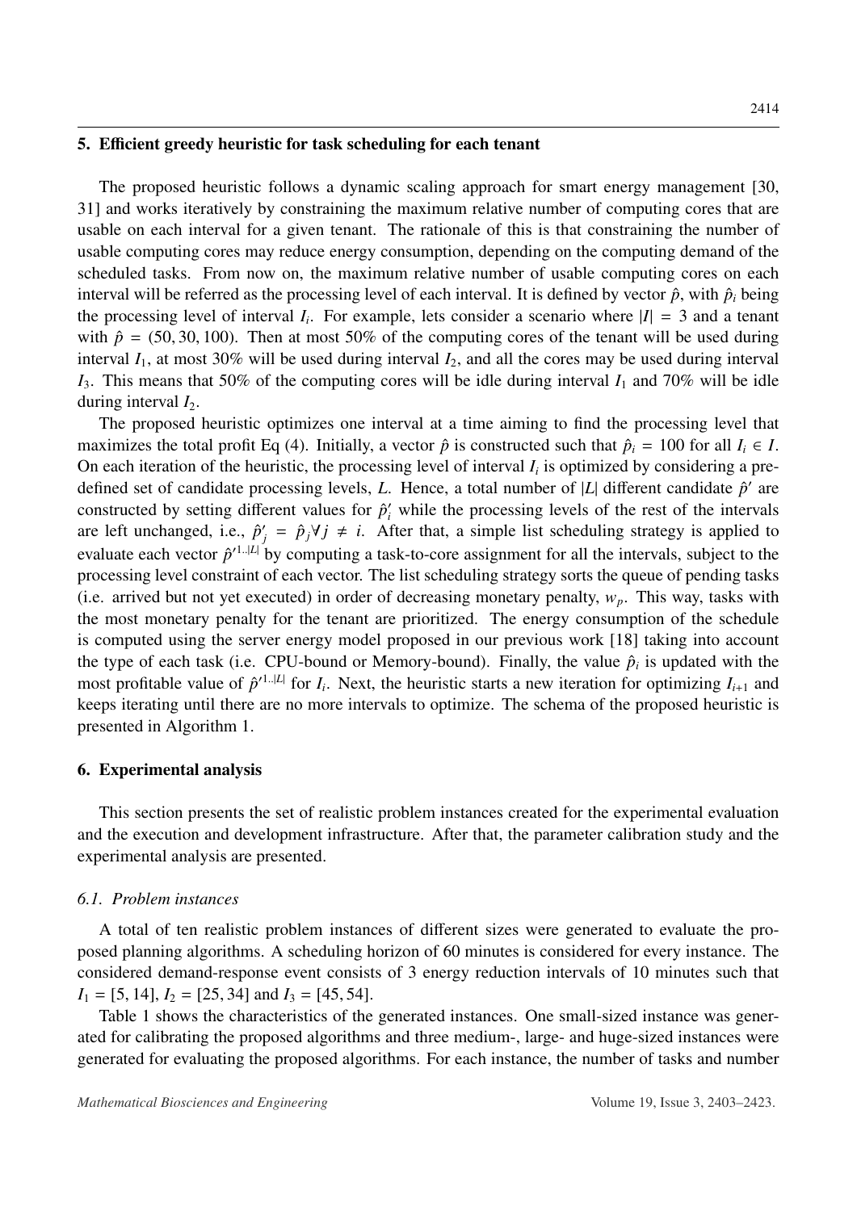## 5. Efficient greedy heuristic for task scheduling for each tenant

The proposed heuristic follows a dynamic scaling approach for smart energy management [30, 31] and works iteratively by constraining the maximum relative number of computing cores that are usable on each interval for a given tenant. The rationale of this is that constraining the number of usable computing cores may reduce energy consumption, depending on the computing demand of the scheduled tasks. From now on, the maximum relative number of usable computing cores on each interval will be referred as the processing level of each interval. It is defined by vector $\hat{p}$, with $\hat{p}_i$ being the processing level of interval $I_i$. For example, lets consider a scenario where $|I| = 3$ and a tenant with $\hat{p} = (50, 30, 100)$. Then at most 50% of the computing cores of the tenant will be used during interval $I_1$, at most 30% will be used during interval $I_2$, and all the cores may be used during interval $I_3$. This means that 50% of the computing cores will be idle during interval $I_1$ and 70% will be idle during interval $I_2$.

The proposed heuristic optimizes one interval at a time aiming to find the processing level that maximizes the total profit Eq (4). Initially, a vector $\hat{p}$ is constructed such that $\hat{p}_i = 100$ for all $I_i \in I$. On each iteration of the heuristic, the processing level of interval $I_i$ is optimized by considering a pre-defined set of candidate processing levels, $L$. Hence, a total number of $|L|$ different candidate $\hat{p}'$ are constructed by setting different values for $\hat{p}'_i$ while the processing levels of the rest of the intervals are left unchanged, i.e., $\hat{p}'_j = \hat{p}_j \forall j \neq i$. After that, a simple list scheduling strategy is applied to evaluate each vector $\hat{p}'^{1..|L|}$ by computing a task-to-core assignment for all the intervals, subject to the processing level constraint of each vector. The list scheduling strategy sorts the queue of pending tasks (i.e. arrived but not yet executed) in order of decreasing monetary penalty, $w_p$. This way, tasks with the most monetary penalty for the tenant are prioritized. The energy consumption of the schedule is computed using the server energy model proposed in our previous work [18] taking into account the type of each task (i.e. CPU-bound or Memory-bound). Finally, the value $\hat{p}_i$ is updated with the most profitable value of $\hat{p}'^{1..|L|}$ for $I_i$. Next, the heuristic starts a new iteration for optimizing $I_{i+1}$ and keeps iterating until there are no more intervals to optimize. The schema of the proposed heuristic is presented in Algorithm 1.

## 6. Experimental analysis

This section presents the set of realistic problem instances created for the experimental evaluation and the execution and development infrastructure. After that, the parameter calibration study and the experimental analysis are presented.

### 6.1. Problem instances

A total of ten realistic problem instances of different sizes were generated to evaluate the proposed planning algorithms. A scheduling horizon of 60 minutes is considered for every instance. The considered demand-response event consists of 3 energy reduction intervals of 10 minutes such that $I_1 = [5, 14]$, $I_2 = [25, 34]$ and $I_3 = [45, 54]$.

Table 1 shows the characteristics of the generated instances. One small-sized instance was generated for calibrating the proposed algorithms and three medium-, large- and huge-sized instances were generated for evaluating the proposed algorithms. For each instance, the number of tasks and number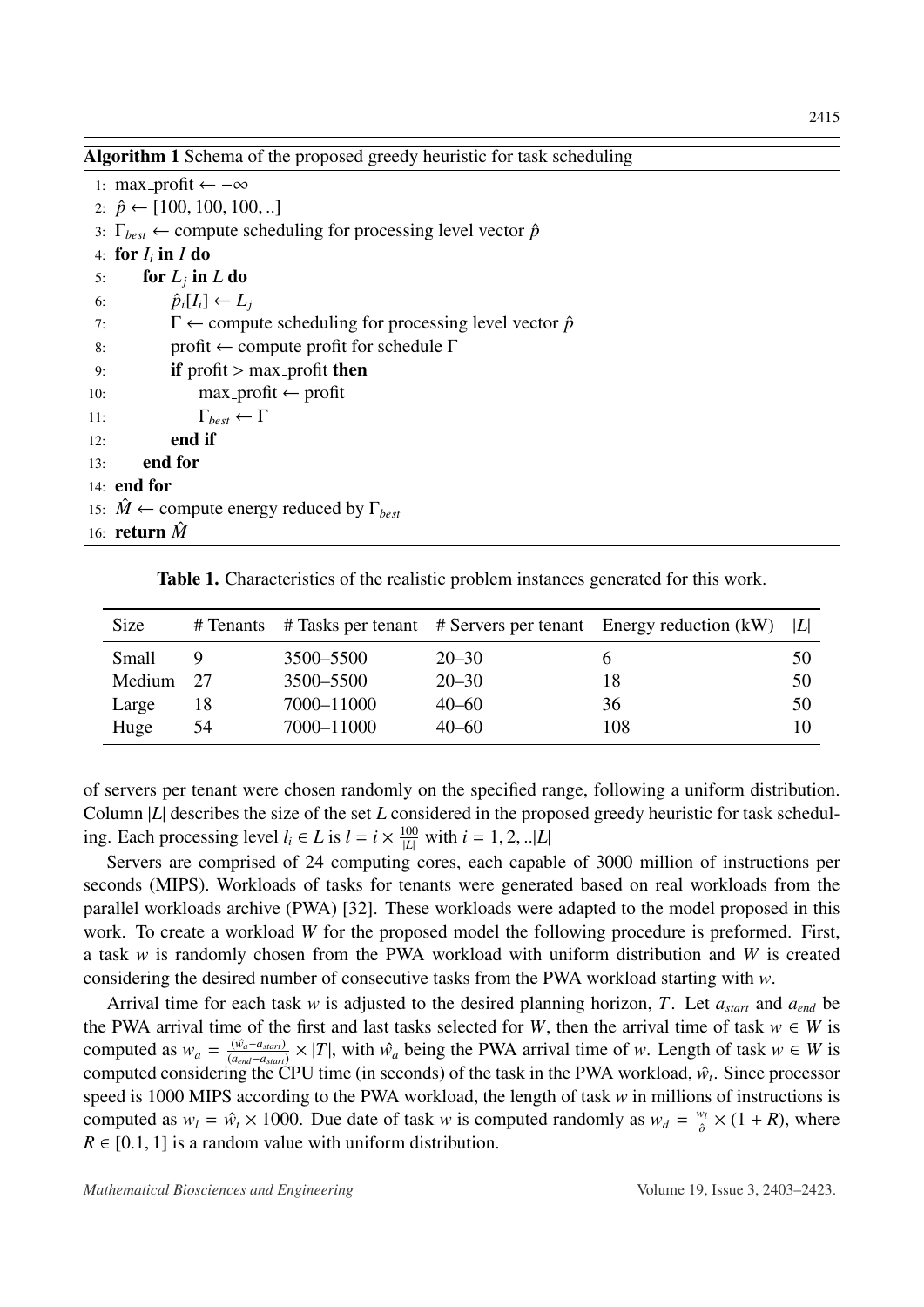**Algorithm 1** Schema of the proposed greedy heuristic for task scheduling

```
1:  max_profit ← −∞
2:  p̂ ← [100, 100, 100, ..]
3:  Γ_best ← compute scheduling for processing level vector p̂
4:  for I_i in I do
5:      for L_j in L do
6:          p̂_i[I_i] ← L_j
7:          Γ ← compute scheduling for processing level vector p̂
8:          profit ← compute profit for schedule Γ
9:          if profit > max_profit then
10:             max_profit ← profit
11:             Γ_best ← Γ
12:         end if
13:     end for
14: end for
15: M̂ ← compute energy reduced by Γ_best
16: return M̂
```

**Table 1.** Characteristics of the realistic problem instances generated for this work.

| Size | # Tenants | # Tasks per tenant | # Servers per tenant | Energy reduction (kW) | $\|L\|$ |
|---|---|---|---|---|---|
| Small | 9 | 3500–5500 | 20–30 | 6 | 50 |
| Medium | 27 | 3500–5500 | 20–30 | 18 | 50 |
| Large | 18 | 7000–11000 | 40–60 | 36 | 50 |
| Huge | 54 | 7000–11000 | 40–60 | 108 | 10 |

of servers per tenant were chosen randomly on the specified range, following a uniform distribution. Column $|L|$ describes the size of the set $L$ considered in the proposed greedy heuristic for task scheduling. Each processing level $l_i \in L$ is $l = i \times \frac{100}{|L|}$ with $i = 1, 2, ..|L|$

Servers are comprised of 24 computing cores, each capable of 3000 million of instructions per seconds (MIPS). Workloads of tasks for tenants were generated based on real workloads from the parallel workloads archive (PWA) [32]. These workloads were adapted to the model proposed in this work. To create a workload $W$ for the proposed model the following procedure is preformed. First, a task $w$ is randomly chosen from the PWA workload with uniform distribution and $W$ is created considering the desired number of consecutive tasks from the PWA workload starting with $w$.

Arrival time for each task $w$ is adjusted to the desired planning horizon, $T$. Let $a_{start}$ and $a_{end}$ be the PWA arrival time of the first and last tasks selected for $W$, then the arrival time of task $w \in W$ is computed as $w_a = \frac{(\hat{w_a} - a_{start})}{(a_{end} - a_{start})} \times |T|$, with $\hat{w_a}$ being the PWA arrival time of $w$. Length of task $w \in W$ is computed considering the CPU time (in seconds) of the task in the PWA workload, $\hat{w_t}$. Since processor speed is 1000 MIPS according to the PWA workload, the length of task $w$ in millions of instructions is computed as $w_l = \hat{w_t} \times 1000$. Due date of task $w$ is computed randomly as $w_d = \frac{w_l}{\hat{o}} \times (1 + R)$, where $R \in [0.1, 1]$ is a random value with uniform distribution.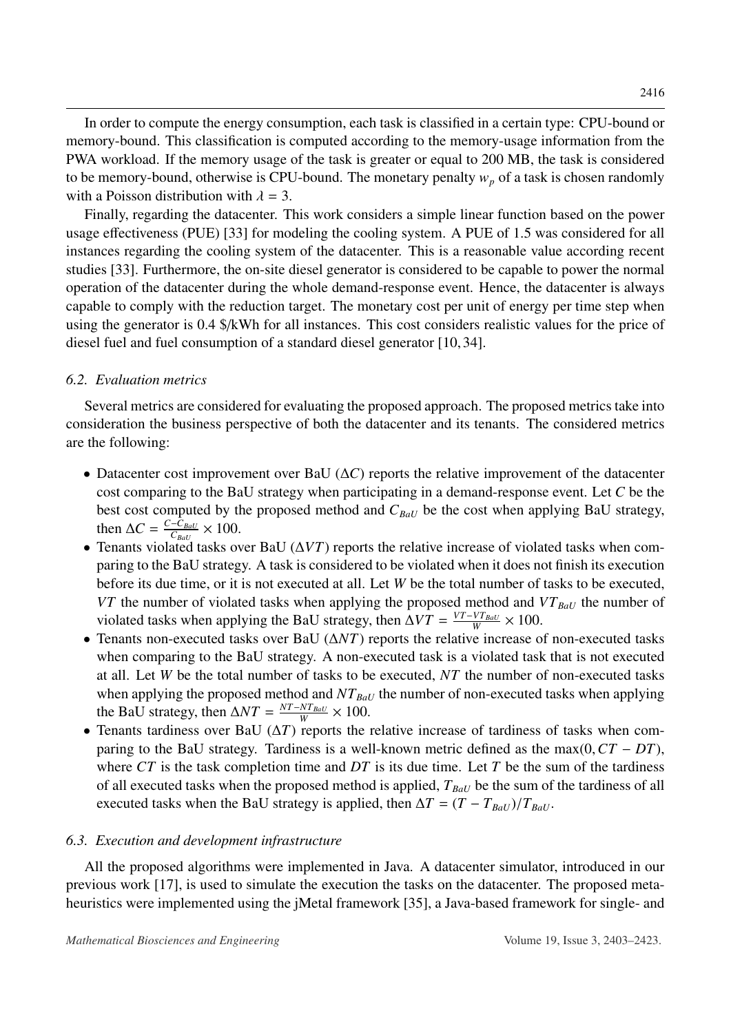In order to compute the energy consumption, each task is classified in a certain type: CPU-bound or memory-bound. This classification is computed according to the memory-usage information from the PWA workload. If the memory usage of the task is greater or equal to 200 MB, the task is considered to be memory-bound, otherwise is CPU-bound. The monetary penalty $w_p$ of a task is chosen randomly with a Poisson distribution with $\lambda = 3$.

Finally, regarding the datacenter. This work considers a simple linear function based on the power usage effectiveness (PUE) [33] for modeling the cooling system. A PUE of 1.5 was considered for all instances regarding the cooling system of the datacenter. This is a reasonable value according recent studies [33]. Furthermore, the on-site diesel generator is considered to be capable to power the normal operation of the datacenter during the whole demand-response event. Hence, the datacenter is always capable to comply with the reduction target. The monetary cost per unit of energy per time step when using the generator is 0.4 $/kWh for all instances. This cost considers realistic values for the price of diesel fuel and fuel consumption of a standard diesel generator [10, 34].

### 6.2. Evaluation metrics

Several metrics are considered for evaluating the proposed approach. The proposed metrics take into consideration the business perspective of both the datacenter and its tenants. The considered metrics are the following:

- Datacenter cost improvement over BaU ($\Delta C$) reports the relative improvement of the datacenter cost comparing to the BaU strategy when participating in a demand-response event. Let $C$ be the best cost computed by the proposed method and $C_{BaU}$ be the cost when applying BaU strategy, then $\Delta C = \frac{C - C_{BaU}}{C_{BaU}} \times 100$.
- Tenants violated tasks over BaU ($\Delta VT$) reports the relative increase of violated tasks when comparing to the BaU strategy. A task is considered to be violated when it does not finish its execution before its due time, or it is not executed at all. Let $W$ be the total number of tasks to be executed, $VT$ the number of violated tasks when applying the proposed method and $VT_{BaU}$ the number of violated tasks when applying the BaU strategy, then $\Delta VT = \frac{VT - VT_{BaU}}{W} \times 100$.
- Tenants non-executed tasks over BaU ($\Delta NT$) reports the relative increase of non-executed tasks when comparing to the BaU strategy. A non-executed task is a violated task that is not executed at all. Let $W$ be the total number of tasks to be executed, $NT$ the number of non-executed tasks when applying the proposed method and $NT_{BaU}$ the number of non-executed tasks when applying the BaU strategy, then $\Delta NT = \frac{NT - NT_{BaU}}{W} \times 100$.
- Tenants tardiness over BaU ($\Delta T$) reports the relative increase of tardiness of tasks when comparing to the BaU strategy. Tardiness is a well-known metric defined as the $\max(0, CT - DT)$, where $CT$ is the task completion time and $DT$ is its due time. Let $T$ be the sum of the tardiness of all executed tasks when the proposed method is applied, $T_{BaU}$ be the sum of the tardiness of all executed tasks when the BaU strategy is applied, then $\Delta T = (T - T_{BaU})/T_{BaU}$.

### 6.3. Execution and development infrastructure

All the proposed algorithms were implemented in Java. A datacenter simulator, introduced in our previous work [17], is used to simulate the execution the tasks on the datacenter. The proposed metaheuristics were implemented using the jMetal framework [35], a Java-based framework for single- and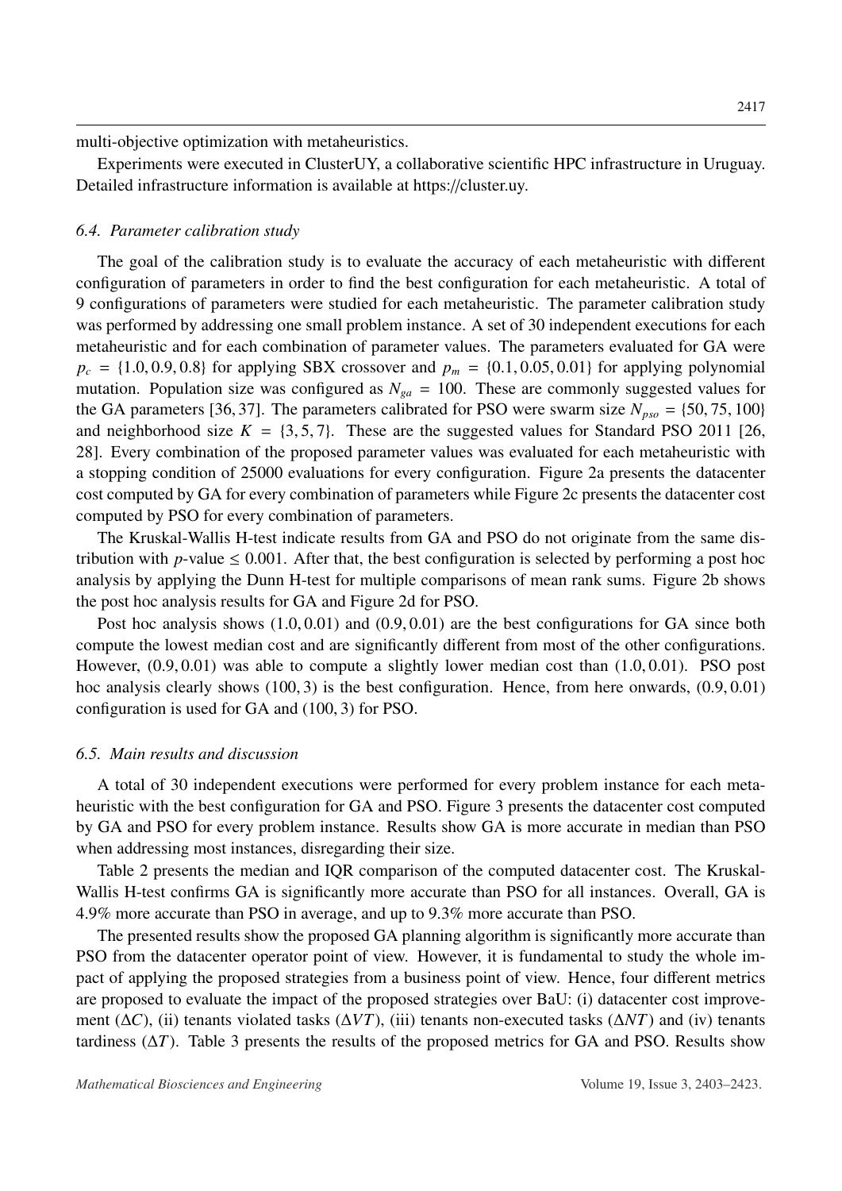multi-objective optimization with metaheuristics.

Experiments were executed in ClusterUY, a collaborative scientific HPC infrastructure in Uruguay. Detailed infrastructure information is available at https://cluster.uy.

### 6.4. Parameter calibration study

The goal of the calibration study is to evaluate the accuracy of each metaheuristic with different configuration of parameters in order to find the best configuration for each metaheuristic. A total of 9 configurations of parameters were studied for each metaheuristic. The parameter calibration study was performed by addressing one small problem instance. A set of 30 independent executions for each metaheuristic and for each combination of parameter values. The parameters evaluated for GA were $p_c = \{1.0, 0.9, 0.8\}$ for applying SBX crossover and $p_m = \{0.1, 0.05, 0.01\}$ for applying polynomial mutation. Population size was configured as $N_{ga} = 100$. These are commonly suggested values for the GA parameters [36, 37]. The parameters calibrated for PSO were swarm size $N_{pso} = \{50, 75, 100\}$ and neighborhood size $K = \{3, 5, 7\}$. These are the suggested values for Standard PSO 2011 [26, 28]. Every combination of the proposed parameter values was evaluated for each metaheuristic with a stopping condition of 25000 evaluations for every configuration. Figure 2a presents the datacenter cost computed by GA for every combination of parameters while Figure 2c presents the datacenter cost computed by PSO for every combination of parameters.

The Kruskal-Wallis H-test indicate results from GA and PSO do not originate from the same distribution with $p$-value $\leq 0.001$. After that, the best configuration is selected by performing a post hoc analysis by applying the Dunn H-test for multiple comparisons of mean rank sums. Figure 2b shows the post hoc analysis results for GA and Figure 2d for PSO.

Post hoc analysis shows $(1.0, 0.01)$ and $(0.9, 0.01)$ are the best configurations for GA since both compute the lowest median cost and are significantly different from most of the other configurations. However, $(0.9, 0.01)$ was able to compute a slightly lower median cost than $(1.0, 0.01)$. PSO post hoc analysis clearly shows $(100, 3)$ is the best configuration. Hence, from here onwards, $(0.9, 0.01)$ configuration is used for GA and $(100, 3)$ for PSO.

### 6.5. Main results and discussion

A total of 30 independent executions were performed for every problem instance for each metaheuristic with the best configuration for GA and PSO. Figure 3 presents the datacenter cost computed by GA and PSO for every problem instance. Results show GA is more accurate in median than PSO when addressing most instances, disregarding their size.

Table 2 presents the median and IQR comparison of the computed datacenter cost. The Kruskal-Wallis H-test confirms GA is significantly more accurate than PSO for all instances. Overall, GA is 4.9% more accurate than PSO in average, and up to 9.3% more accurate than PSO.

The presented results show the proposed GA planning algorithm is significantly more accurate than PSO from the datacenter operator point of view. However, it is fundamental to study the whole impact of applying the proposed strategies from a business point of view. Hence, four different metrics are proposed to evaluate the impact of the proposed strategies over BaU: (i) datacenter cost improvement ($\Delta C$), (ii) tenants violated tasks ($\Delta VT$), (iii) tenants non-executed tasks ($\Delta NT$) and (iv) tenants tardiness ($\Delta T$). Table 3 presents the results of the proposed metrics for GA and PSO. Results show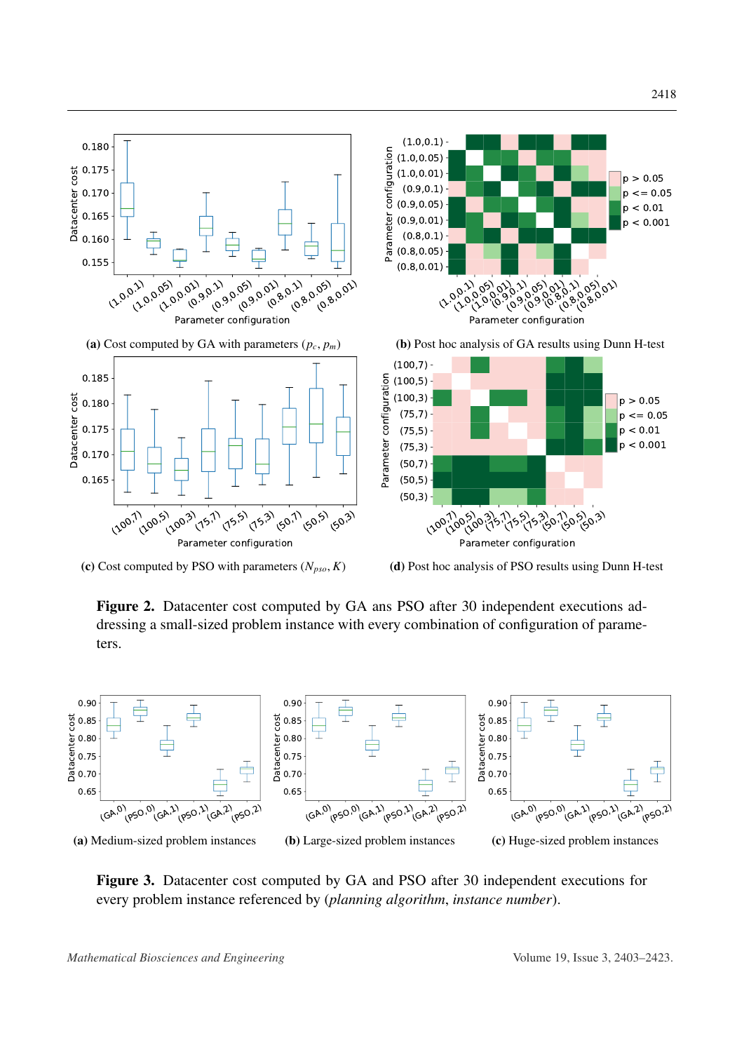**(a)** Cost computed by GA with parameters $(p_c, p_m)$

**(b)** Post hoc analysis of GA results using Dunn H-test

**(c)** Cost computed by PSO with parameters $(N_{pso}, K)$

**(d)** Post hoc analysis of PSO results using Dunn H-test

**Figure 2.** Datacenter cost computed by GA ans PSO after 30 independent executions addressing a small-sized problem instance with every combination of configuration of parameters.

**(a)** Medium-sized problem instances

**(b)** Large-sized problem instances

**(c)** Huge-sized problem instances

**Figure 3.** Datacenter cost computed by GA and PSO after 30 independent executions for every problem instance referenced by (*planning algorithm*, *instance number*).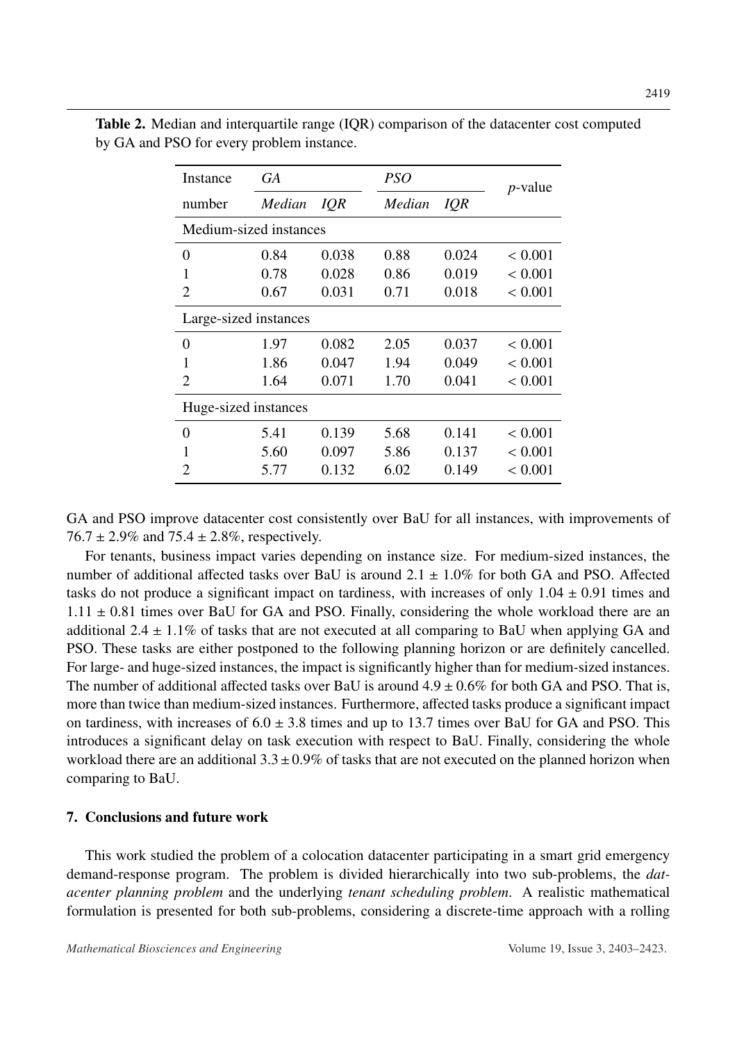**Table 2.** Median and interquartile range (IQR) comparison of the datacenter cost computed by GA and PSO for every problem instance.

| Instance | *GA* | | *PSO* | | $p$-value |
|---|---|---|---|---|---|
| number | *Median* | *IQR* | *Median* | *IQR* | |
| Medium-sized instances | | | | | |
| 0 | 0.84 | 0.038 | 0.88 | 0.024 | $< 0.001$ |
| 1 | 0.78 | 0.028 | 0.86 | 0.019 | $< 0.001$ |
| 2 | 0.67 | 0.031 | 0.71 | 0.018 | $< 0.001$ |
| Large-sized instances | | | | | |
| 0 | 1.97 | 0.082 | 2.05 | 0.037 | $< 0.001$ |
| 1 | 1.86 | 0.047 | 1.94 | 0.049 | $< 0.001$ |
| 2 | 1.64 | 0.071 | 1.70 | 0.041 | $< 0.001$ |
| Huge-sized instances | | | | | |
| 0 | 5.41 | 0.139 | 5.68 | 0.141 | $< 0.001$ |
| 1 | 5.60 | 0.097 | 5.86 | 0.137 | $< 0.001$ |
| 2 | 5.77 | 0.132 | 6.02 | 0.149 | $< 0.001$ |

GA and PSO improve datacenter cost consistently over BaU for all instances, with improvements of $76.7 \pm 2.9\%$ and $75.4 \pm 2.8\%$, respectively.

For tenants, business impact varies depending on instance size. For medium-sized instances, the number of additional affected tasks over BaU is around $2.1 \pm 1.0\%$ for both GA and PSO. Affected tasks do not produce a significant impact on tardiness, with increases of only $1.04 \pm 0.91$ times and $1.11 \pm 0.81$ times over BaU for GA and PSO. Finally, considering the whole workload there are an additional $2.4 \pm 1.1\%$ of tasks that are not executed at all comparing to BaU when applying GA and PSO. These tasks are either postponed to the following planning horizon or are definitely cancelled. For large- and huge-sized instances, the impact is significantly higher than for medium-sized instances. The number of additional affected tasks over BaU is around $4.9 \pm 0.6\%$ for both GA and PSO. That is, more than twice than medium-sized instances. Furthermore, affected tasks produce a significant impact on tardiness, with increases of $6.0 \pm 3.8$ times and up to 13.7 times over BaU for GA and PSO. This introduces a significant delay on task execution with respect to BaU. Finally, considering the whole workload there are an additional $3.3 \pm 0.9\%$ of tasks that are not executed on the planned horizon when comparing to BaU.

## 7. Conclusions and future work

This work studied the problem of a colocation datacenter participating in a smart grid emergency demand-response program. The problem is divided hierarchically into two sub-problems, the *datacenter planning problem* and the underlying *tenant scheduling problem*. A realistic mathematical formulation is presented for both sub-problems, considering a discrete-time approach with a rolling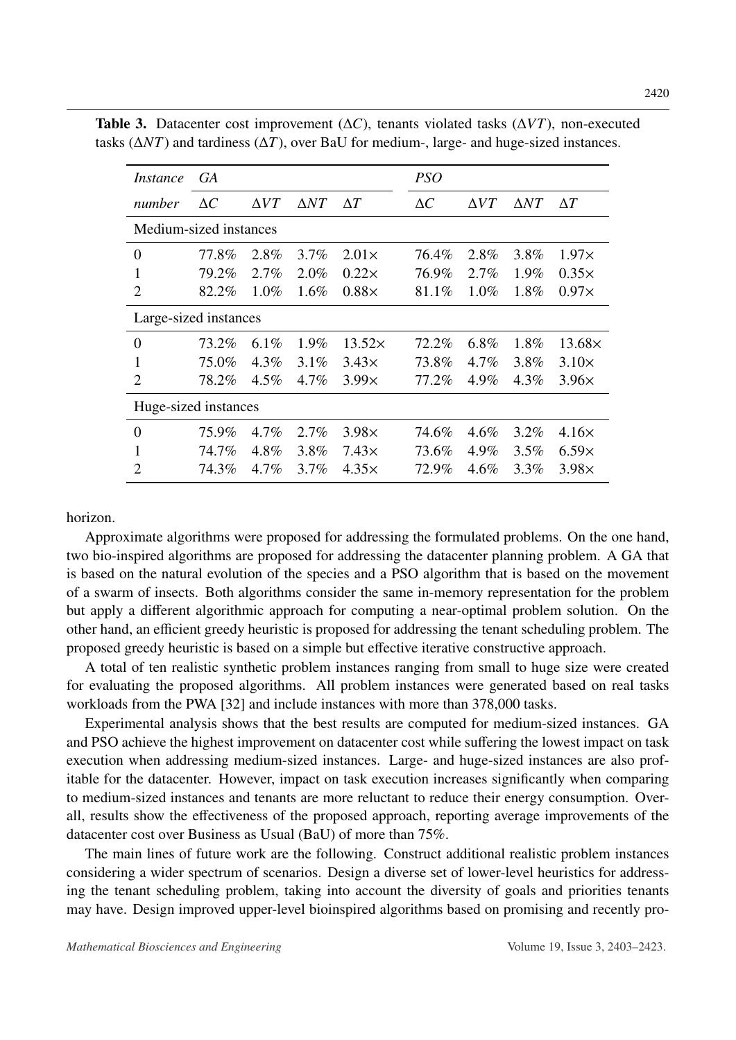**Table 3.** Datacenter cost improvement ($\Delta C$), tenants violated tasks ($\Delta VT$), non-executed tasks ($\Delta NT$) and tardiness ($\Delta T$), over BaU for medium-, large- and huge-sized instances.

| *Instance* | *GA* | | | | *PSO* | | | |
|---|---|---|---|---|---|---|---|---|
| *number* | $\Delta C$ | $\Delta VT$ | $\Delta NT$ | $\Delta T$ | $\Delta C$ | $\Delta VT$ | $\Delta NT$ | $\Delta T$ |
| Medium-sized instances | | | | | | | | |
| 0 | 77.8% | 2.8% | 3.7% | 2.01× | 76.4% | 2.8% | 3.8% | 1.97× |
| 1 | 79.2% | 2.7% | 2.0% | 0.22× | 76.9% | 2.7% | 1.9% | 0.35× |
| 2 | 82.2% | 1.0% | 1.6% | 0.88× | 81.1% | 1.0% | 1.8% | 0.97× |
| Large-sized instances | | | | | | | | |
| 0 | 73.2% | 6.1% | 1.9% | 13.52× | 72.2% | 6.8% | 1.8% | 13.68× |
| 1 | 75.0% | 4.3% | 3.1% | 3.43× | 73.8% | 4.7% | 3.8% | 3.10× |
| 2 | 78.2% | 4.5% | 4.7% | 3.99× | 77.2% | 4.9% | 4.3% | 3.96× |
| Huge-sized instances | | | | | | | | |
| 0 | 75.9% | 4.7% | 2.7% | 3.98× | 74.6% | 4.6% | 3.2% | 4.16× |
| 1 | 74.7% | 4.8% | 3.8% | 7.43× | 73.6% | 4.9% | 3.5% | 6.59× |
| 2 | 74.3% | 4.7% | 3.7% | 4.35× | 72.9% | 4.6% | 3.3% | 3.98× |

horizon.

Approximate algorithms were proposed for addressing the formulated problems. On the one hand, two bio-inspired algorithms are proposed for addressing the datacenter planning problem. A GA that is based on the natural evolution of the species and a PSO algorithm that is based on the movement of a swarm of insects. Both algorithms consider the same in-memory representation for the problem but apply a different algorithmic approach for computing a near-optimal problem solution. On the other hand, an efficient greedy heuristic is proposed for addressing the tenant scheduling problem. The proposed greedy heuristic is based on a simple but effective iterative constructive approach.

A total of ten realistic synthetic problem instances ranging from small to huge size were created for evaluating the proposed algorithms. All problem instances were generated based on real tasks workloads from the PWA [32] and include instances with more than 378,000 tasks.

Experimental analysis shows that the best results are computed for medium-sized instances. GA and PSO achieve the highest improvement on datacenter cost while suffering the lowest impact on task execution when addressing medium-sized instances. Large- and huge-sized instances are also profitable for the datacenter. However, impact on task execution increases significantly when comparing to medium-sized instances and tenants are more reluctant to reduce their energy consumption. Overall, results show the effectiveness of the proposed approach, reporting average improvements of the datacenter cost over Business as Usual (BaU) of more than 75%.

The main lines of future work are the following. Construct additional realistic problem instances considering a wider spectrum of scenarios. Design a diverse set of lower-level heuristics for addressing the tenant scheduling problem, taking into account the diversity of goals and priorities tenants may have. Design improved upper-level bioinspired algorithms based on promising and recently pro-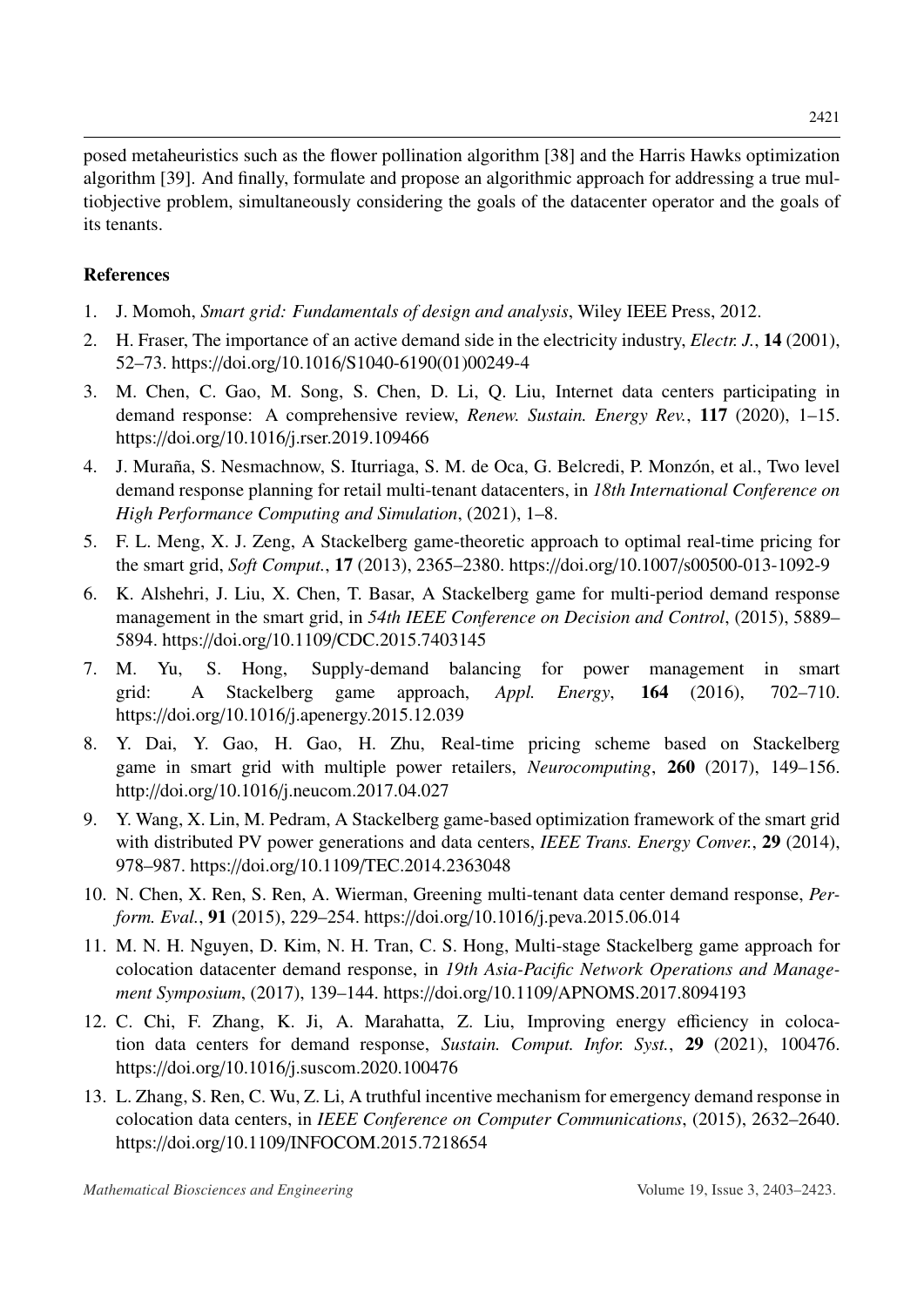posed metaheuristics such as the flower pollination algorithm [38] and the Harris Hawks optimization algorithm [39]. And finally, formulate and propose an algorithmic approach for addressing a true multiobjective problem, simultaneously considering the goals of the datacenter operator and the goals of its tenants.

## References

1. J. Momoh, *Smart grid: Fundamentals of design and analysis*, Wiley IEEE Press, 2012.
2. H. Fraser, The importance of an active demand side in the electricity industry, *Electr. J.*, **14** (2001), 52–73. https://doi.org/10.1016/S1040-6190(01)00249-4
3. M. Chen, C. Gao, M. Song, S. Chen, D. Li, Q. Liu, Internet data centers participating in demand response: A comprehensive review, *Renew. Sustain. Energy Rev.*, **117** (2020), 1–15. https://doi.org/10.1016/j.rser.2019.109466
4. J. Muraña, S. Nesmachnow, S. Iturriaga, S. M. de Oca, G. Belcredi, P. Monzón, et al., Two level demand response planning for retail multi-tenant datacenters, in *18th International Conference on High Performance Computing and Simulation*, (2021), 1–8.
5. F. L. Meng, X. J. Zeng, A Stackelberg game-theoretic approach to optimal real-time pricing for the smart grid, *Soft Comput.*, **17** (2013), 2365–2380. https://doi.org/10.1007/s00500-013-1092-9
6. K. Alshehri, J. Liu, X. Chen, T. Basar, A Stackelberg game for multi-period demand response management in the smart grid, in *54th IEEE Conference on Decision and Control*, (2015), 5889–5894. https://doi.org/10.1109/CDC.2015.7403145
7. M. Yu, S. Hong, Supply-demand balancing for power management in smart grid: A Stackelberg game approach, *Appl. Energy*, **164** (2016), 702–710. https://doi.org/10.1016/j.apenergy.2015.12.039
8. Y. Dai, Y. Gao, H. Gao, H. Zhu, Real-time pricing scheme based on Stackelberg game in smart grid with multiple power retailers, *Neurocomputing*, **260** (2017), 149–156. http://doi.org/10.1016/j.neucom.2017.04.027
9. Y. Wang, X. Lin, M. Pedram, A Stackelberg game-based optimization framework of the smart grid with distributed PV power generations and data centers, *IEEE Trans. Energy Conver.*, **29** (2014), 978–987. https://doi.org/10.1109/TEC.2014.2363048
10. N. Chen, X. Ren, S. Ren, A. Wierman, Greening multi-tenant data center demand response, *Perform. Eval.*, **91** (2015), 229–254. https://doi.org/10.1016/j.peva.2015.06.014
11. M. N. H. Nguyen, D. Kim, N. H. Tran, C. S. Hong, Multi-stage Stackelberg game approach for colocation datacenter demand response, in *19th Asia-Pacific Network Operations and Management Symposium*, (2017), 139–144. https://doi.org/10.1109/APNOMS.2017.8094193
12. C. Chi, F. Zhang, K. Ji, A. Marahatta, Z. Liu, Improving energy efficiency in colocation data centers for demand response, *Sustain. Comput. Infor. Syst.*, **29** (2021), 100476. https://doi.org/10.1016/j.suscom.2020.100476
13. L. Zhang, S. Ren, C. Wu, Z. Li, A truthful incentive mechanism for emergency demand response in colocation data centers, in *IEEE Conference on Computer Communications*, (2015), 2632–2640. https://doi.org/10.1109/INFOCOM.2015.7218654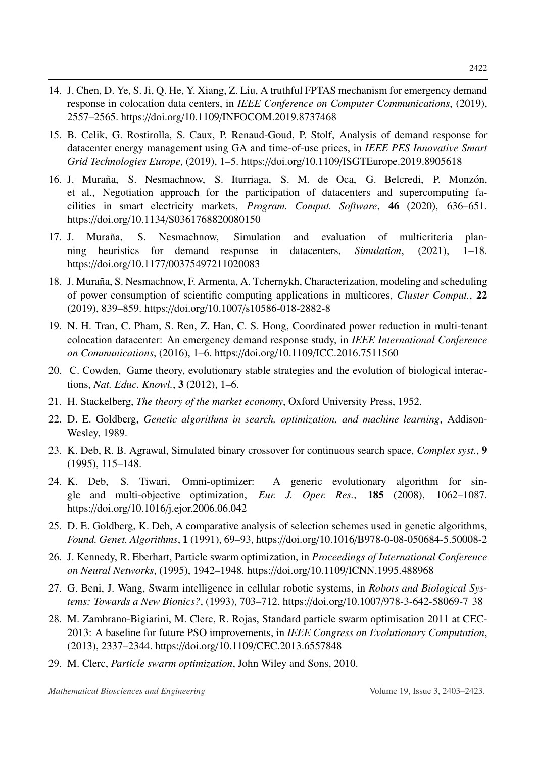14. J. Chen, D. Ye, S. Ji, Q. He, Y. Xiang, Z. Liu, A truthful FPTAS mechanism for emergency demand response in colocation data centers, in *IEEE Conference on Computer Communications*, (2019), 2557–2565. https://doi.org/10.1109/INFOCOM.2019.8737468

15. B. Celik, G. Rostirolla, S. Caux, P. Renaud-Goud, P. Stolf, Analysis of demand response for datacenter energy management using GA and time-of-use prices, in *IEEE PES Innovative Smart Grid Technologies Europe*, (2019), 1–5. https://doi.org/10.1109/ISGTEurope.2019.8905618

16. J. Muraña, S. Nesmachnow, S. Iturriaga, S. M. de Oca, G. Belcredi, P. Monzón, et al., Negotiation approach for the participation of datacenters and supercomputing facilities in smart electricity markets, *Program. Comput. Software*, **46** (2020), 636–651. https://doi.org/10.1134/S0361768820080150

17. J. Muraña, S. Nesmachnow, Simulation and evaluation of multicriteria planning heuristics for demand response in datacenters, *Simulation*, (2021), 1–18. https://doi.org/10.1177/00375497211020083

18. J. Muraña, S. Nesmachnow, F. Armenta, A. Tchernykh, Characterization, modeling and scheduling of power consumption of scientific computing applications in multicores, *Cluster Comput.*, **22** (2019), 839–859. https://doi.org/10.1007/s10586-018-2882-8

19. N. H. Tran, C. Pham, S. Ren, Z. Han, C. S. Hong, Coordinated power reduction in multi-tenant colocation datacenter: An emergency demand response study, in *IEEE International Conference on Communications*, (2016), 1–6. https://doi.org/10.1109/ICC.2016.7511560

20. C. Cowden, Game theory, evolutionary stable strategies and the evolution of biological interactions, *Nat. Educ. Knowl.*, **3** (2012), 1–6.

21. H. Stackelberg, *The theory of the market economy*, Oxford University Press, 1952.

22. D. E. Goldberg, *Genetic algorithms in search, optimization, and machine learning*, Addison-Wesley, 1989.

23. K. Deb, R. B. Agrawal, Simulated binary crossover for continuous search space, *Complex syst.*, **9** (1995), 115–148.

24. K. Deb, S. Tiwari, Omni-optimizer: A generic evolutionary algorithm for single and multi-objective optimization, *Eur. J. Oper. Res.*, **185** (2008), 1062–1087. https://doi.org/10.1016/j.ejor.2006.06.042

25. D. E. Goldberg, K. Deb, A comparative analysis of selection schemes used in genetic algorithms, *Found. Genet. Algorithms*, **1** (1991), 69–93, https://doi.org/10.1016/B978-0-08-050684-5.50008-2

26. J. Kennedy, R. Eberhart, Particle swarm optimization, in *Proceedings of International Conference on Neural Networks*, (1995), 1942–1948. https://doi.org/10.1109/ICNN.1995.488968

27. G. Beni, J. Wang, Swarm intelligence in cellular robotic systems, in *Robots and Biological Systems: Towards a New Bionics?*, (1993), 703–712. https://doi.org/10.1007/978-3-642-58069-7_38

28. M. Zambrano-Bigiarini, M. Clerc, R. Rojas, Standard particle swarm optimisation 2011 at CEC-2013: A baseline for future PSO improvements, in *IEEE Congress on Evolutionary Computation*, (2013), 2337–2344. https://doi.org/10.1109/CEC.2013.6557848

29. M. Clerc, *Particle swarm optimization*, John Wiley and Sons, 2010.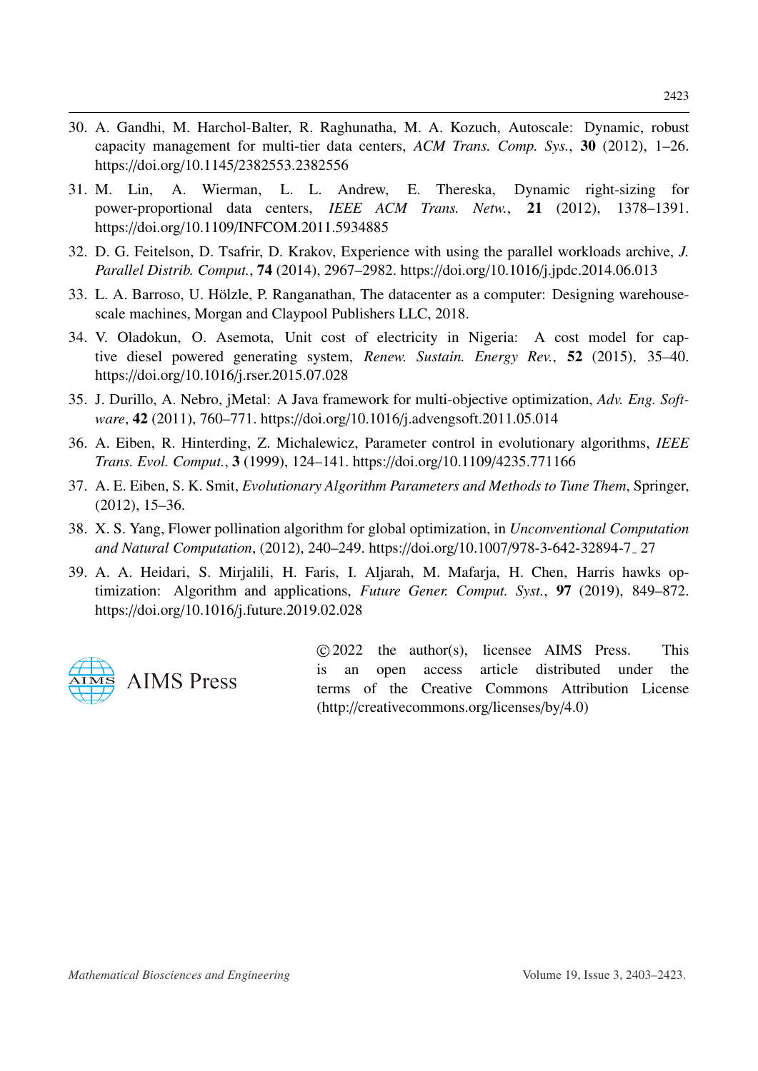30. A. Gandhi, M. Harchol-Balter, R. Raghunatha, M. A. Kozuch, Autoscale: Dynamic, robust capacity management for multi-tier data centers, *ACM Trans. Comp. Sys.*, **30** (2012), 1–26. https://doi.org/10.1145/2382553.2382556

31. M. Lin, A. Wierman, L. L. Andrew, E. Thereska, Dynamic right-sizing for power-proportional data centers, *IEEE ACM Trans. Netw.*, **21** (2012), 1378–1391. https://doi.org/10.1109/INFCOM.2011.5934885

32. D. G. Feitelson, D. Tsafrir, D. Krakov, Experience with using the parallel workloads archive, *J. Parallel Distrib. Comput.*, **74** (2014), 2967–2982. https://doi.org/10.1016/j.jpdc.2014.06.013

33. L. A. Barroso, U. Hölzle, P. Ranganathan, The datacenter as a computer: Designing warehouse-scale machines, Morgan and Claypool Publishers LLC, 2018.

34. V. Oladokun, O. Asemota, Unit cost of electricity in Nigeria: A cost model for captive diesel powered generating system, *Renew. Sustain. Energy Rev.*, **52** (2015), 35–40. https://doi.org/10.1016/j.rser.2015.07.028

35. J. Durillo, A. Nebro, jMetal: A Java framework for multi-objective optimization, *Adv. Eng. Software*, **42** (2011), 760–771. https://doi.org/10.1016/j.advengsoft.2011.05.014

36. A. Eiben, R. Hinterding, Z. Michalewicz, Parameter control in evolutionary algorithms, *IEEE Trans. Evol. Comput.*, **3** (1999), 124–141. https://doi.org/10.1109/4235.771166

37. A. E. Eiben, S. K. Smit, *Evolutionary Algorithm Parameters and Methods to Tune Them*, Springer, (2012), 15–36.

38. X. S. Yang, Flower pollination algorithm for global optimization, in *Unconventional Computation and Natural Computation*, (2012), 240–249. https://doi.org/10.1007/978-3-642-32894-7_27

39. A. A. Heidari, S. Mirjalili, H. Faris, I. Aljarah, M. Mafarja, H. Chen, Harris hawks optimization: Algorithm and applications, *Future Gener. Comput. Syst.*, **97** (2019), 849–872. https://doi.org/10.1016/j.future.2019.02.028

AIMS Press

© 2022 the author(s), licensee AIMS Press. This is an open access article distributed under the terms of the Creative Commons Attribution License (http://creativecommons.org/licenses/by/4.0)